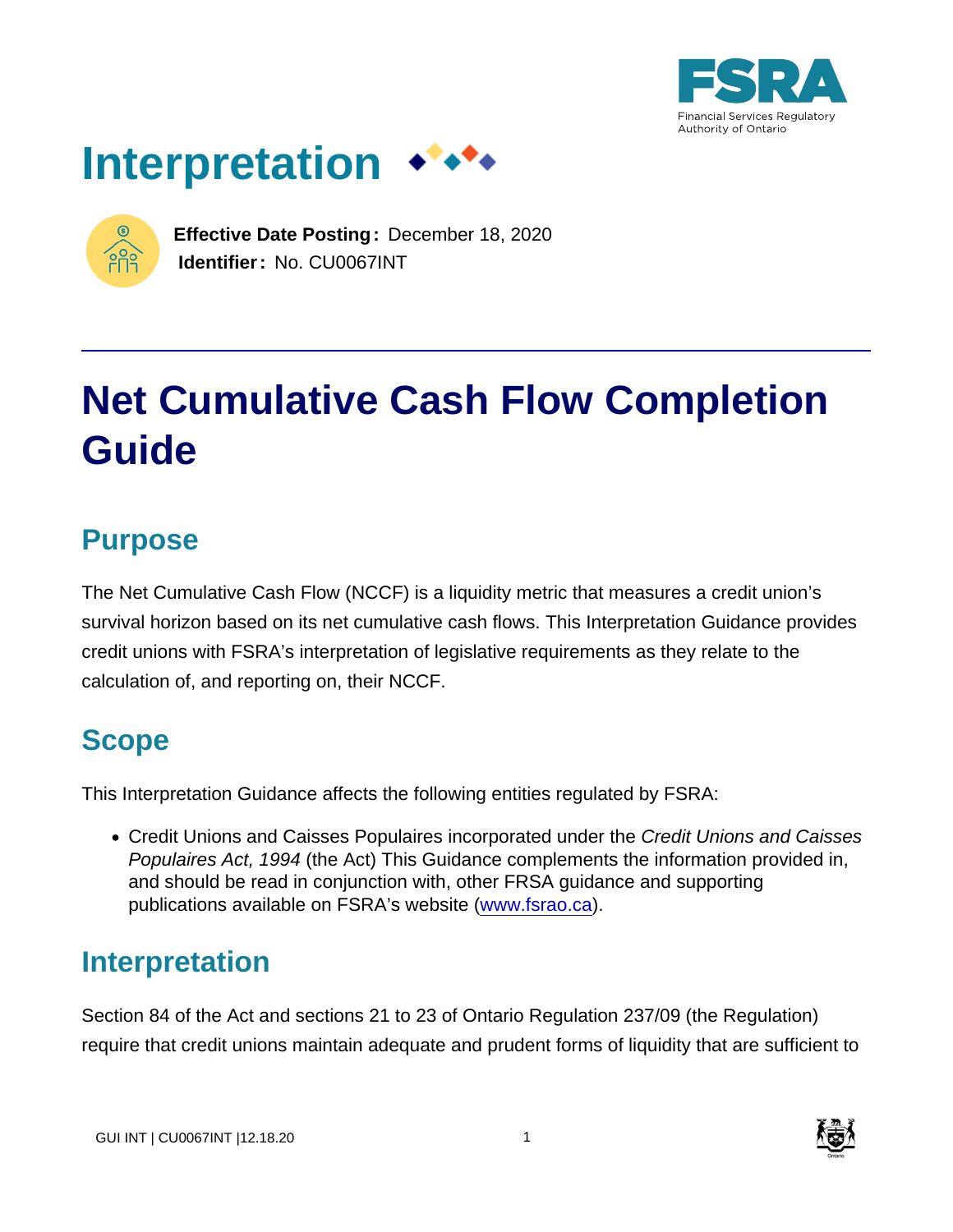# Interpretation

**Effective Date Posting:** December 18, 2020
**Identifier:** No. CU0067INT

# Net Cumulative Cash Flow Completion Guide

## Purpose

The Net Cumulative Cash Flow (NCCF) is a liquidity metric that measures a credit union's survival horizon based on its net cumulative cash flows. This Interpretation Guidance provides credit unions with FSRA's interpretation of legislative requirements as they relate to the calculation of, and reporting on, their NCCF.

## Scope

This Interpretation Guidance affects the following entities regulated by FSRA:

- Credit Unions and Caisses Populaires incorporated under the *Credit Unions and Caisses Populaires Act, 1994* (the Act) This Guidance complements the information provided in, and should be read in conjunction with, other FRSA guidance and supporting publications available on FSRA's website (www.fsrao.ca).

## Interpretation

Section 84 of the Act and sections 21 to 23 of Ontario Regulation 237/09 (the Regulation) require that credit unions maintain adequate and prudent forms of liquidity that are sufficient to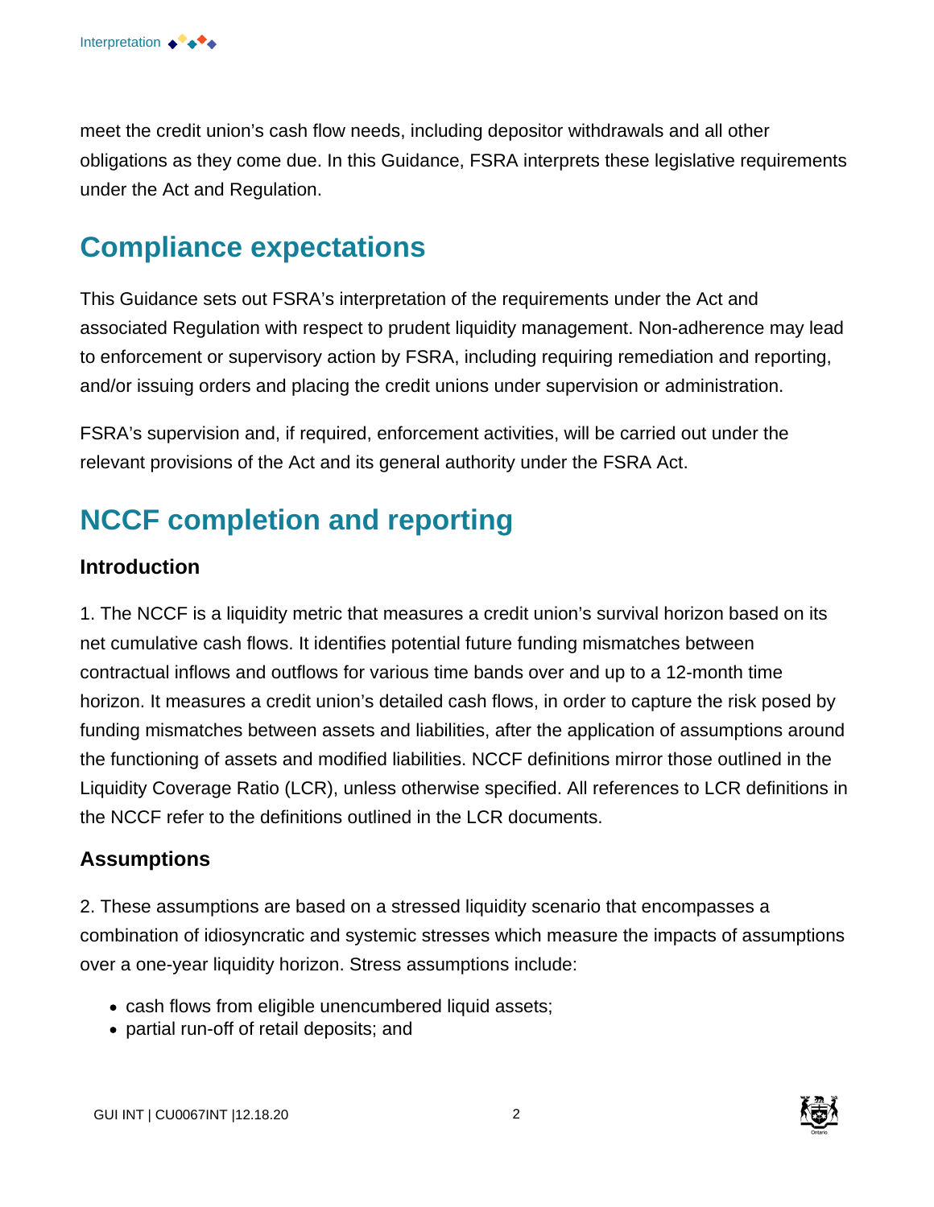meet the credit union's cash flow needs, including depositor withdrawals and all other obligations as they come due. In this Guidance, FSRA interprets these legislative requirements under the Act and Regulation.

## Compliance expectations

This Guidance sets out FSRA's interpretation of the requirements under the Act and associated Regulation with respect to prudent liquidity management. Non-adherence may lead to enforcement or supervisory action by FSRA, including requiring remediation and reporting, and/or issuing orders and placing the credit unions under supervision or administration.

FSRA's supervision and, if required, enforcement activities, will be carried out under the relevant provisions of the Act and its general authority under the FSRA Act.

## NCCF completion and reporting

### Introduction

1. The NCCF is a liquidity metric that measures a credit union's survival horizon based on its net cumulative cash flows. It identifies potential future funding mismatches between contractual inflows and outflows for various time bands over and up to a 12-month time horizon. It measures a credit union's detailed cash flows, in order to capture the risk posed by funding mismatches between assets and liabilities, after the application of assumptions around the functioning of assets and modified liabilities. NCCF definitions mirror those outlined in the Liquidity Coverage Ratio (LCR), unless otherwise specified. All references to LCR definitions in the NCCF refer to the definitions outlined in the LCR documents.

### Assumptions

2. These assumptions are based on a stressed liquidity scenario that encompasses a combination of idiosyncratic and systemic stresses which measure the impacts of assumptions over a one-year liquidity horizon. Stress assumptions include:

- cash flows from eligible unencumbered liquid assets;
- partial run-off of retail deposits; and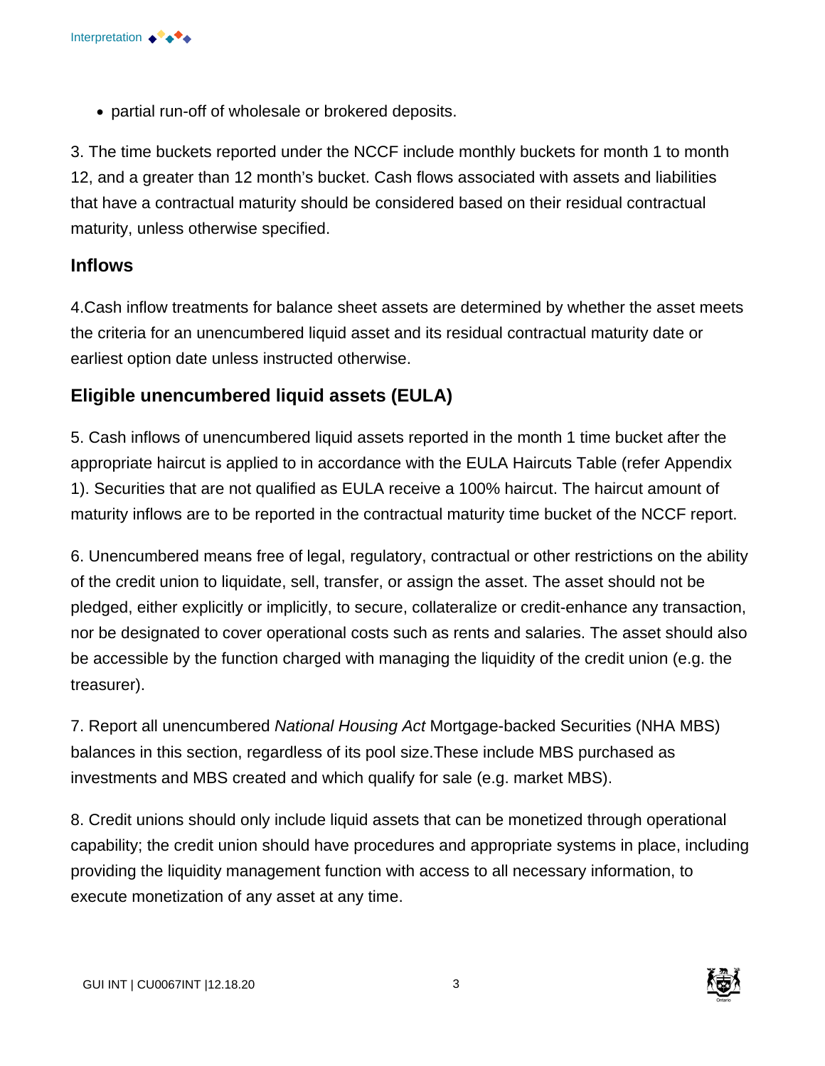- partial run-off of wholesale or brokered deposits.

3. The time buckets reported under the NCCF include monthly buckets for month 1 to month 12, and a greater than 12 month's bucket. Cash flows associated with assets and liabilities that have a contractual maturity should be considered based on their residual contractual maturity, unless otherwise specified.

## Inflows

4.Cash inflow treatments for balance sheet assets are determined by whether the asset meets the criteria for an unencumbered liquid asset and its residual contractual maturity date or earliest option date unless instructed otherwise.

## Eligible unencumbered liquid assets (EULA)

5. Cash inflows of unencumbered liquid assets reported in the month 1 time bucket after the appropriate haircut is applied to in accordance with the EULA Haircuts Table (refer Appendix 1). Securities that are not qualified as EULA receive a 100% haircut. The haircut amount of maturity inflows are to be reported in the contractual maturity time bucket of the NCCF report.

6. Unencumbered means free of legal, regulatory, contractual or other restrictions on the ability of the credit union to liquidate, sell, transfer, or assign the asset. The asset should not be pledged, either explicitly or implicitly, to secure, collateralize or credit-enhance any transaction, nor be designated to cover operational costs such as rents and salaries. The asset should also be accessible by the function charged with managing the liquidity of the credit union (e.g. the treasurer).

7. Report all unencumbered *National Housing Act* Mortgage-backed Securities (NHA MBS) balances in this section, regardless of its pool size.These include MBS purchased as investments and MBS created and which qualify for sale (e.g. market MBS).

8. Credit unions should only include liquid assets that can be monetized through operational capability; the credit union should have procedures and appropriate systems in place, including providing the liquidity management function with access to all necessary information, to execute monetization of any asset at any time.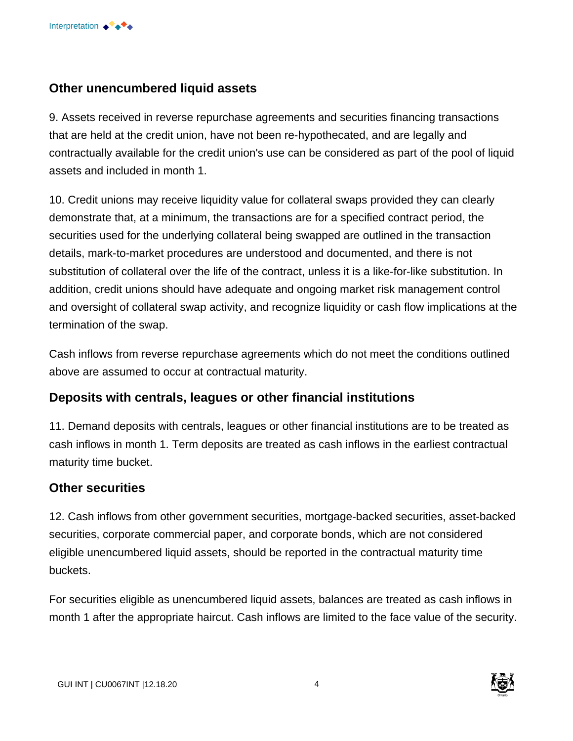## Other unencumbered liquid assets

9. Assets received in reverse repurchase agreements and securities financing transactions that are held at the credit union, have not been re-hypothecated, and are legally and contractually available for the credit union's use can be considered as part of the pool of liquid assets and included in month 1.

10. Credit unions may receive liquidity value for collateral swaps provided they can clearly demonstrate that, at a minimum, the transactions are for a specified contract period, the securities used for the underlying collateral being swapped are outlined in the transaction details, mark-to-market procedures are understood and documented, and there is not substitution of collateral over the life of the contract, unless it is a like-for-like substitution. In addition, credit unions should have adequate and ongoing market risk management control and oversight of collateral swap activity, and recognize liquidity or cash flow implications at the termination of the swap.

Cash inflows from reverse repurchase agreements which do not meet the conditions outlined above are assumed to occur at contractual maturity.

## Deposits with centrals, leagues or other financial institutions

11. Demand deposits with centrals, leagues or other financial institutions are to be treated as cash inflows in month 1. Term deposits are treated as cash inflows in the earliest contractual maturity time bucket.

## Other securities

12. Cash inflows from other government securities, mortgage-backed securities, asset-backed securities, corporate commercial paper, and corporate bonds, which are not considered eligible unencumbered liquid assets, should be reported in the contractual maturity time buckets.

For securities eligible as unencumbered liquid assets, balances are treated as cash inflows in month 1 after the appropriate haircut. Cash inflows are limited to the face value of the security.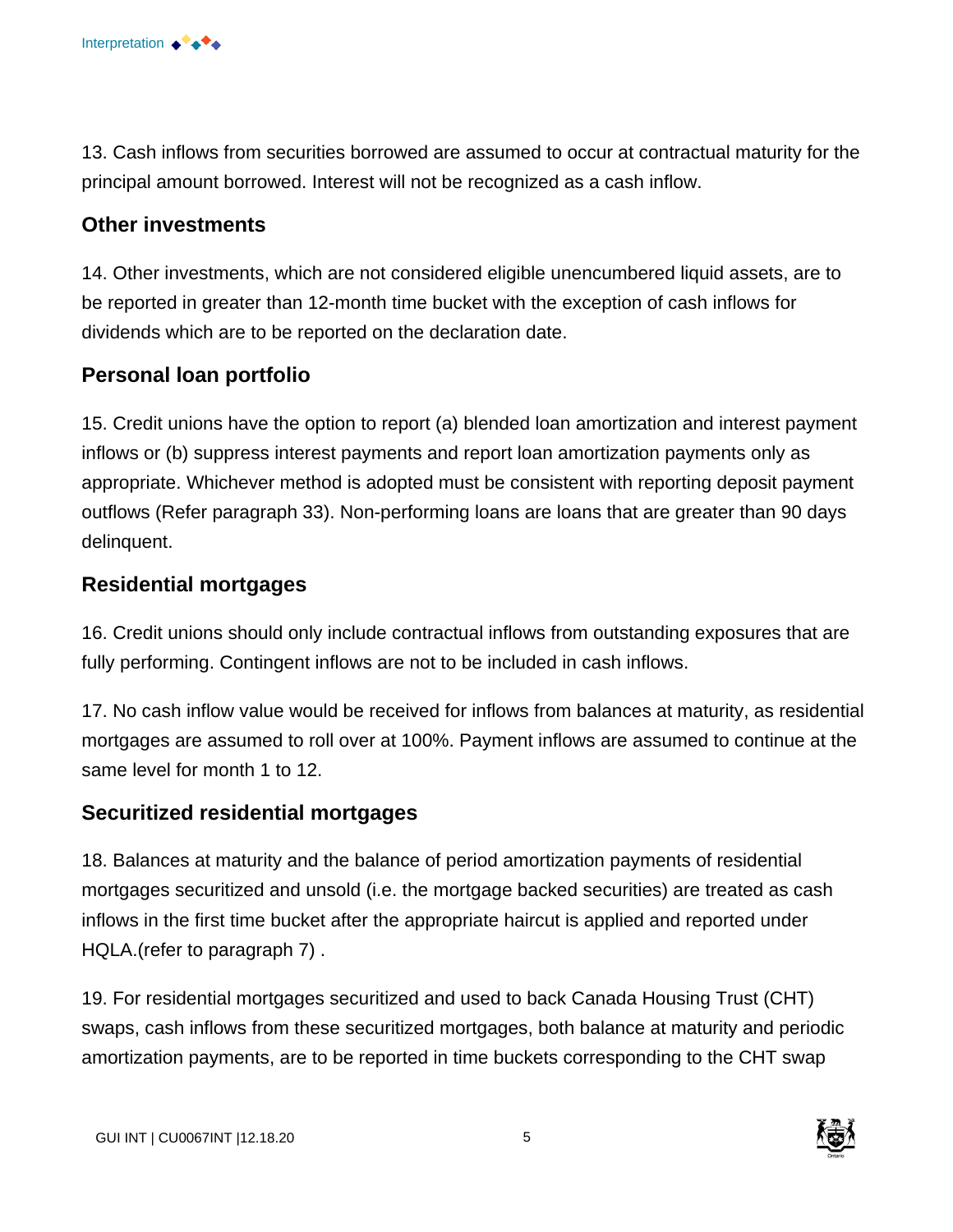13. Cash inflows from securities borrowed are assumed to occur at contractual maturity for the principal amount borrowed. Interest will not be recognized as a cash inflow.

## Other investments

14. Other investments, which are not considered eligible unencumbered liquid assets, are to be reported in greater than 12-month time bucket with the exception of cash inflows for dividends which are to be reported on the declaration date.

## Personal loan portfolio

15. Credit unions have the option to report (a) blended loan amortization and interest payment inflows or (b) suppress interest payments and report loan amortization payments only as appropriate. Whichever method is adopted must be consistent with reporting deposit payment outflows (Refer paragraph 33). Non-performing loans are loans that are greater than 90 days delinquent.

## Residential mortgages

16. Credit unions should only include contractual inflows from outstanding exposures that are fully performing. Contingent inflows are not to be included in cash inflows.

17. No cash inflow value would be received for inflows from balances at maturity, as residential mortgages are assumed to roll over at 100%. Payment inflows are assumed to continue at the same level for month 1 to 12.

## Securitized residential mortgages

18. Balances at maturity and the balance of period amortization payments of residential mortgages securitized and unsold (i.e. the mortgage backed securities) are treated as cash inflows in the first time bucket after the appropriate haircut is applied and reported under HQLA.(refer to paragraph 7) .

19. For residential mortgages securitized and used to back Canada Housing Trust (CHT) swaps, cash inflows from these securitized mortgages, both balance at maturity and periodic amortization payments, are to be reported in time buckets corresponding to the CHT swap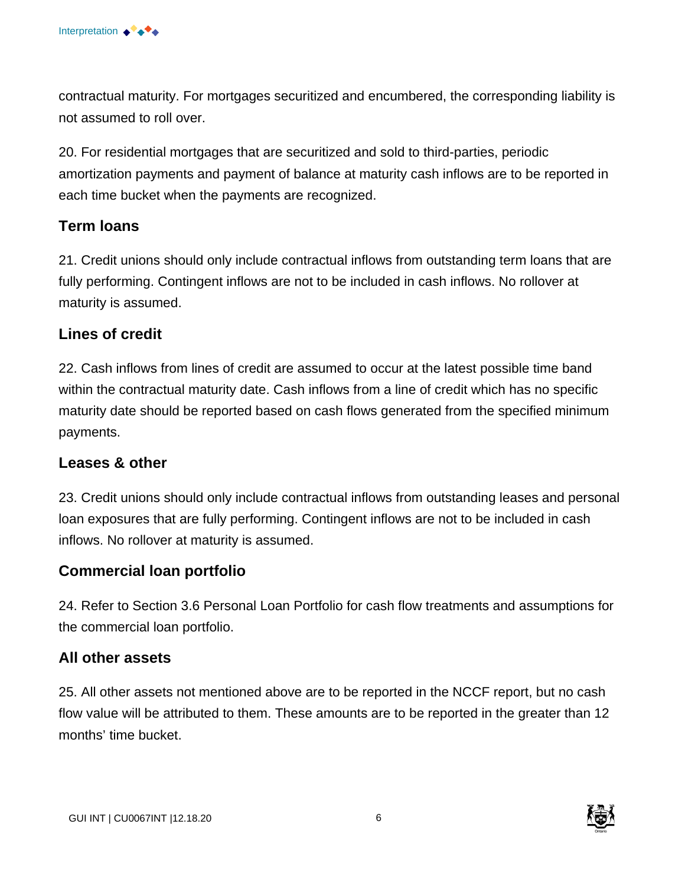contractual maturity. For mortgages securitized and encumbered, the corresponding liability is not assumed to roll over.

20. For residential mortgages that are securitized and sold to third-parties, periodic amortization payments and payment of balance at maturity cash inflows are to be reported in each time bucket when the payments are recognized.

### Term loans

21. Credit unions should only include contractual inflows from outstanding term loans that are fully performing. Contingent inflows are not to be included in cash inflows. No rollover at maturity is assumed.

### Lines of credit

22. Cash inflows from lines of credit are assumed to occur at the latest possible time band within the contractual maturity date. Cash inflows from a line of credit which has no specific maturity date should be reported based on cash flows generated from the specified minimum payments.

### Leases & other

23. Credit unions should only include contractual inflows from outstanding leases and personal loan exposures that are fully performing. Contingent inflows are not to be included in cash inflows. No rollover at maturity is assumed.

### Commercial loan portfolio

24. Refer to Section 3.6 Personal Loan Portfolio for cash flow treatments and assumptions for the commercial loan portfolio.

### All other assets

25. All other assets not mentioned above are to be reported in the NCCF report, but no cash flow value will be attributed to them. These amounts are to be reported in the greater than 12 months' time bucket.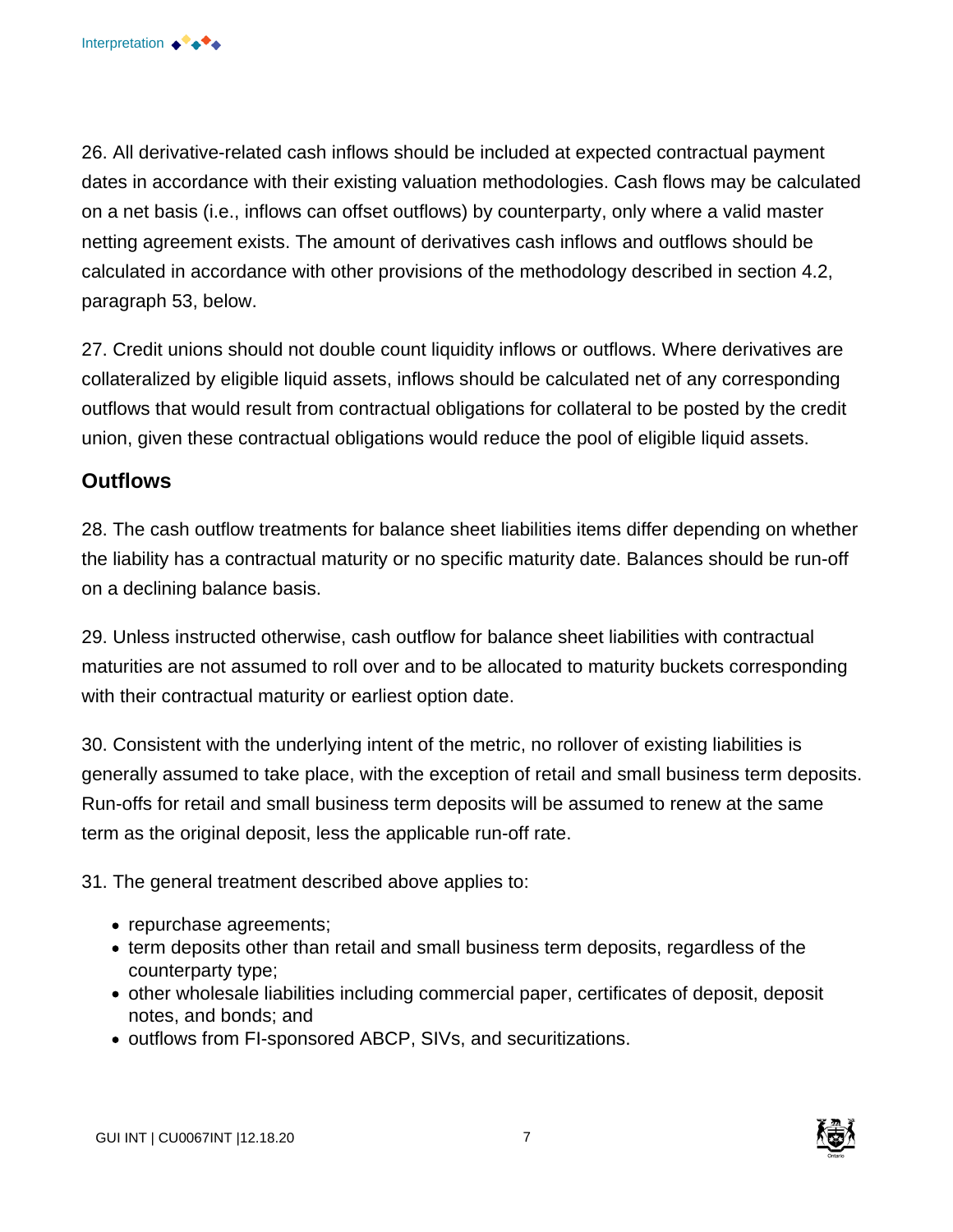26. All derivative-related cash inflows should be included at expected contractual payment dates in accordance with their existing valuation methodologies. Cash flows may be calculated on a net basis (i.e., inflows can offset outflows) by counterparty, only where a valid master netting agreement exists. The amount of derivatives cash inflows and outflows should be calculated in accordance with other provisions of the methodology described in section 4.2, paragraph 53, below.

27. Credit unions should not double count liquidity inflows or outflows. Where derivatives are collateralized by eligible liquid assets, inflows should be calculated net of any corresponding outflows that would result from contractual obligations for collateral to be posted by the credit union, given these contractual obligations would reduce the pool of eligible liquid assets.

### Outflows

28. The cash outflow treatments for balance sheet liabilities items differ depending on whether the liability has a contractual maturity or no specific maturity date. Balances should be run-off on a declining balance basis.

29. Unless instructed otherwise, cash outflow for balance sheet liabilities with contractual maturities are not assumed to roll over and to be allocated to maturity buckets corresponding with their contractual maturity or earliest option date.

30. Consistent with the underlying intent of the metric, no rollover of existing liabilities is generally assumed to take place, with the exception of retail and small business term deposits. Run-offs for retail and small business term deposits will be assumed to renew at the same term as the original deposit, less the applicable run-off rate.

31. The general treatment described above applies to:

- repurchase agreements;
- term deposits other than retail and small business term deposits, regardless of the counterparty type;
- other wholesale liabilities including commercial paper, certificates of deposit, deposit notes, and bonds; and
- outflows from FI-sponsored ABCP, SIVs, and securitizations.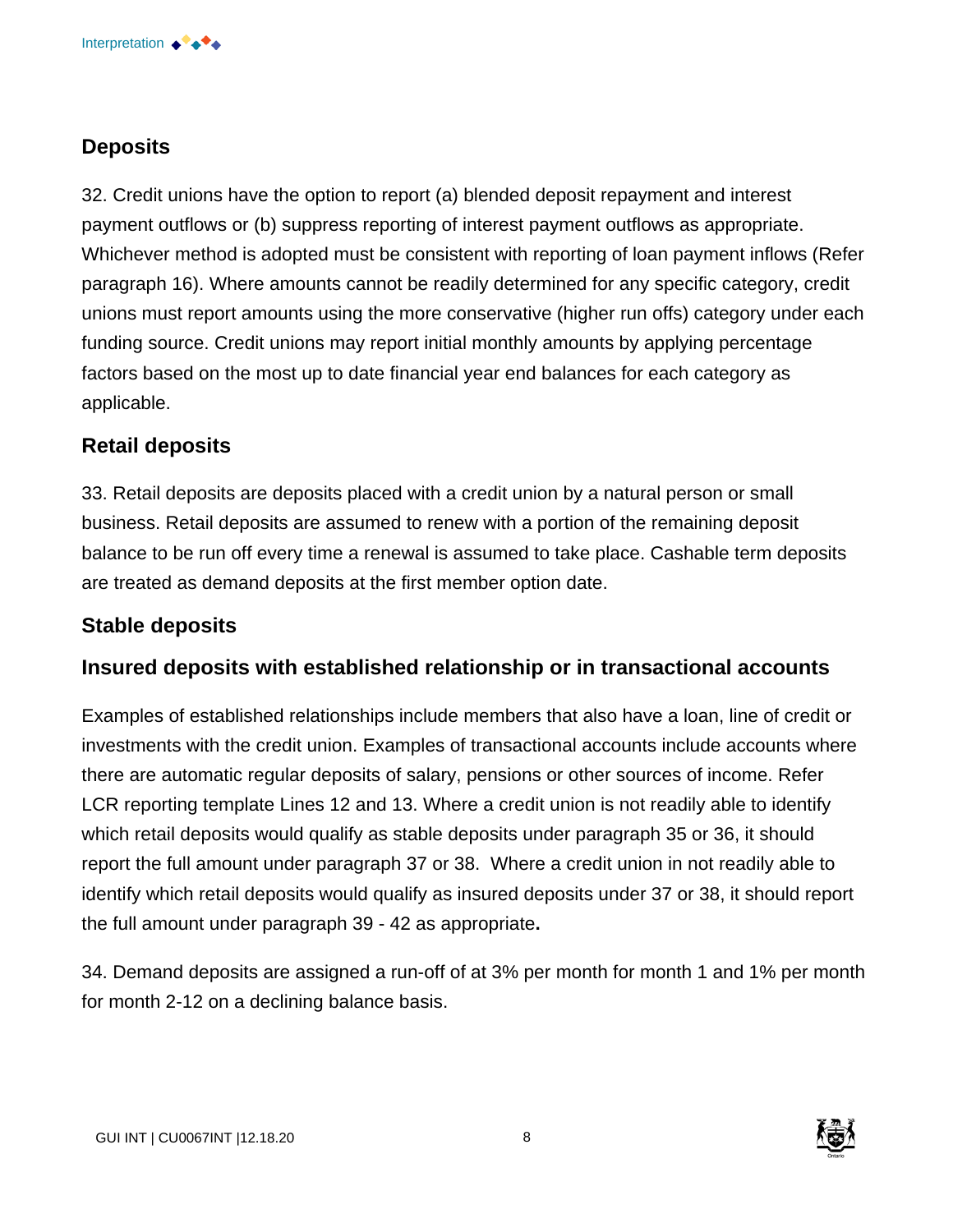## Deposits

32. Credit unions have the option to report (a) blended deposit repayment and interest payment outflows or (b) suppress reporting of interest payment outflows as appropriate. Whichever method is adopted must be consistent with reporting of loan payment inflows (Refer paragraph 16). Where amounts cannot be readily determined for any specific category, credit unions must report amounts using the more conservative (higher run offs) category under each funding source. Credit unions may report initial monthly amounts by applying percentage factors based on the most up to date financial year end balances for each category as applicable.

## Retail deposits

33. Retail deposits are deposits placed with a credit union by a natural person or small business. Retail deposits are assumed to renew with a portion of the remaining deposit balance to be run off every time a renewal is assumed to take place. Cashable term deposits are treated as demand deposits at the first member option date.

## Stable deposits

## Insured deposits with established relationship or in transactional accounts

Examples of established relationships include members that also have a loan, line of credit or investments with the credit union. Examples of transactional accounts include accounts where there are automatic regular deposits of salary, pensions or other sources of income. Refer LCR reporting template Lines 12 and 13. Where a credit union is not readily able to identify which retail deposits would qualify as stable deposits under paragraph 35 or 36, it should report the full amount under paragraph 37 or 38. Where a credit union in not readily able to identify which retail deposits would qualify as insured deposits under 37 or 38, it should report the full amount under paragraph 39 - 42 as appropriate**.**

34. Demand deposits are assigned a run-off of at 3% per month for month 1 and 1% per month for month 2-12 on a declining balance basis.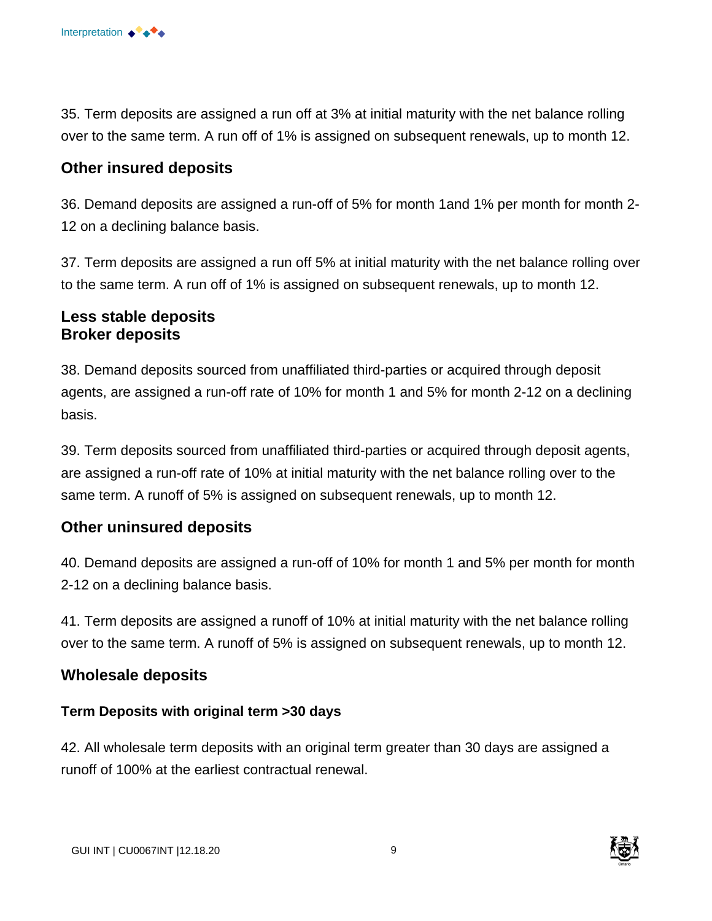35. Term deposits are assigned a run off at 3% at initial maturity with the net balance rolling over to the same term. A run off of 1% is assigned on subsequent renewals, up to month 12.

## Other insured deposits

36. Demand deposits are assigned a run-off of 5% for month 1and 1% per month for month 2-12 on a declining balance basis.

37. Term deposits are assigned a run off 5% at initial maturity with the net balance rolling over to the same term. A run off of 1% is assigned on subsequent renewals, up to month 12.

## Less stable deposits
## Broker deposits

38. Demand deposits sourced from unaffiliated third-parties or acquired through deposit agents, are assigned a run-off rate of 10% for month 1 and 5% for month 2-12 on a declining basis.

39. Term deposits sourced from unaffiliated third-parties or acquired through deposit agents, are assigned a run-off rate of 10% at initial maturity with the net balance rolling over to the same term. A runoff of 5% is assigned on subsequent renewals, up to month 12.

## Other uninsured deposits

40. Demand deposits are assigned a run-off of 10% for month 1 and 5% per month for month 2-12 on a declining balance basis.

41. Term deposits are assigned a runoff of 10% at initial maturity with the net balance rolling over to the same term. A runoff of 5% is assigned on subsequent renewals, up to month 12.

## Wholesale deposits

### Term Deposits with original term >30 days

42. All wholesale term deposits with an original term greater than 30 days are assigned a runoff of 100% at the earliest contractual renewal.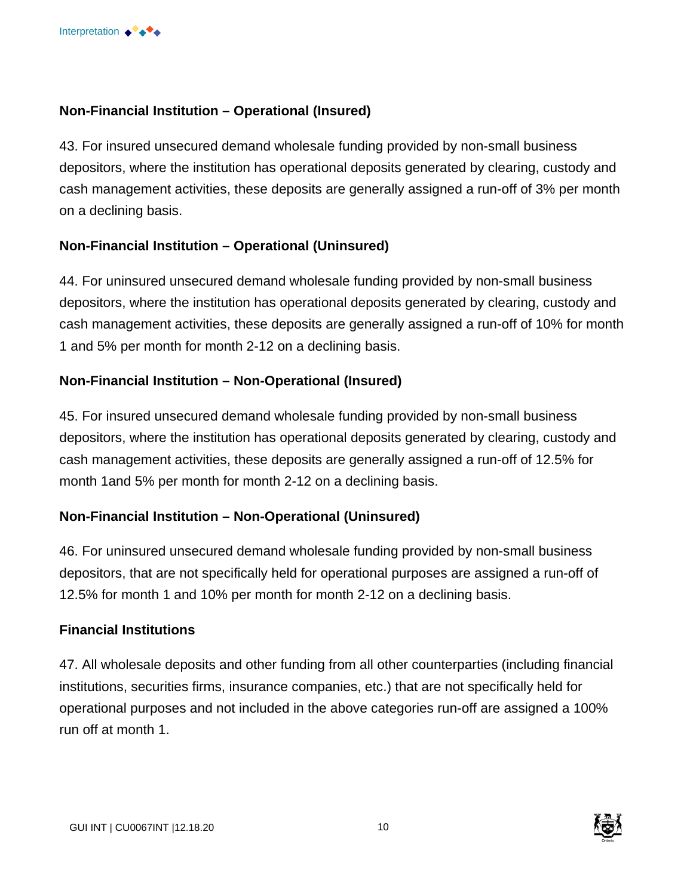**Non-Financial Institution – Operational (Insured)**

43. For insured unsecured demand wholesale funding provided by non-small business depositors, where the institution has operational deposits generated by clearing, custody and cash management activities, these deposits are generally assigned a run-off of 3% per month on a declining basis.

**Non-Financial Institution – Operational (Uninsured)**

44. For uninsured unsecured demand wholesale funding provided by non-small business depositors, where the institution has operational deposits generated by clearing, custody and cash management activities, these deposits are generally assigned a run-off of 10% for month 1 and 5% per month for month 2-12 on a declining basis.

**Non-Financial Institution – Non-Operational (Insured)**

45. For insured unsecured demand wholesale funding provided by non-small business depositors, where the institution has operational deposits generated by clearing, custody and cash management activities, these deposits are generally assigned a run-off of 12.5% for month 1and 5% per month for month 2-12 on a declining basis.

**Non-Financial Institution – Non-Operational (Uninsured)**

46. For uninsured unsecured demand wholesale funding provided by non-small business depositors, that are not specifically held for operational purposes are assigned a run-off of 12.5% for month 1 and 10% per month for month 2-12 on a declining basis.

**Financial Institutions**

47. All wholesale deposits and other funding from all other counterparties (including financial institutions, securities firms, insurance companies, etc.) that are not specifically held for operational purposes and not included in the above categories run-off are assigned a 100% run off at month 1.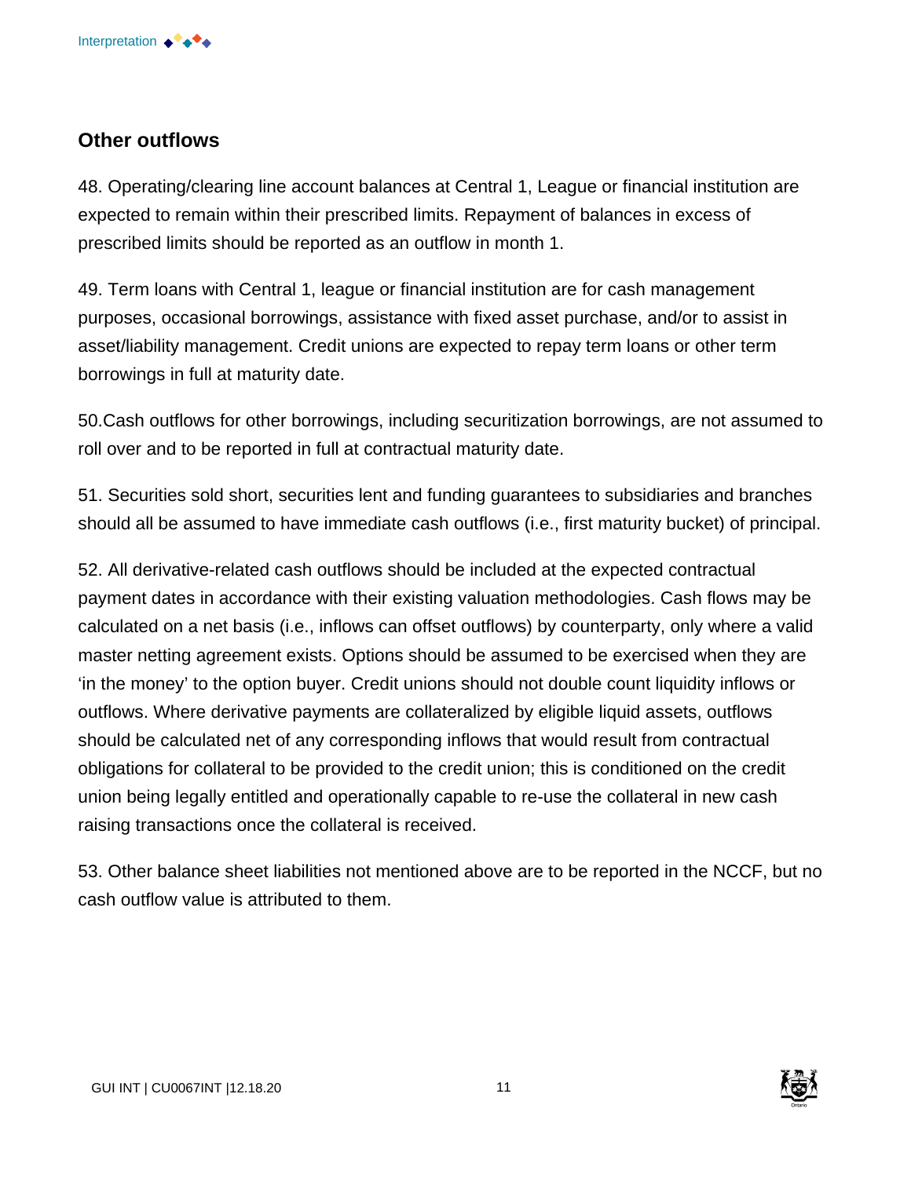## Other outflows

48. Operating/clearing line account balances at Central 1, League or financial institution are expected to remain within their prescribed limits. Repayment of balances in excess of prescribed limits should be reported as an outflow in month 1.

49. Term loans with Central 1, league or financial institution are for cash management purposes, occasional borrowings, assistance with fixed asset purchase, and/or to assist in asset/liability management. Credit unions are expected to repay term loans or other term borrowings in full at maturity date.

50.Cash outflows for other borrowings, including securitization borrowings, are not assumed to roll over and to be reported in full at contractual maturity date.

51. Securities sold short, securities lent and funding guarantees to subsidiaries and branches should all be assumed to have immediate cash outflows (i.e., first maturity bucket) of principal.

52. All derivative-related cash outflows should be included at the expected contractual payment dates in accordance with their existing valuation methodologies. Cash flows may be calculated on a net basis (i.e., inflows can offset outflows) by counterparty, only where a valid master netting agreement exists. Options should be assumed to be exercised when they are 'in the money' to the option buyer. Credit unions should not double count liquidity inflows or outflows. Where derivative payments are collateralized by eligible liquid assets, outflows should be calculated net of any corresponding inflows that would result from contractual obligations for collateral to be provided to the credit union; this is conditioned on the credit union being legally entitled and operationally capable to re-use the collateral in new cash raising transactions once the collateral is received.

53. Other balance sheet liabilities not mentioned above are to be reported in the NCCF, but no cash outflow value is attributed to them.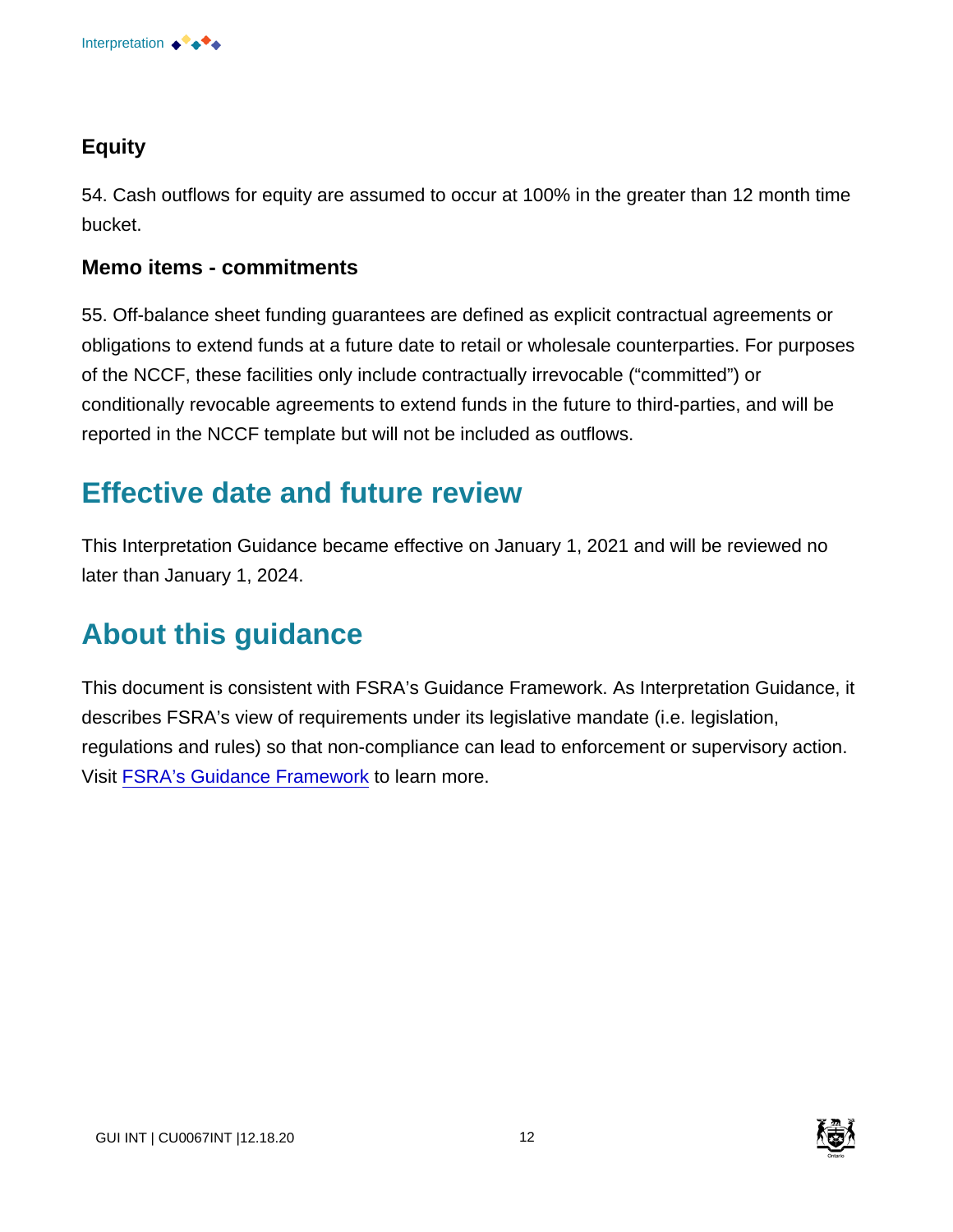### Equity

54. Cash outflows for equity are assumed to occur at 100% in the greater than 12 month time bucket.

### Memo items - commitments

55. Off-balance sheet funding guarantees are defined as explicit contractual agreements or obligations to extend funds at a future date to retail or wholesale counterparties. For purposes of the NCCF, these facilities only include contractually irrevocable (“committed”) or conditionally revocable agreements to extend funds in the future to third-parties, and will be reported in the NCCF template but will not be included as outflows.

## Effective date and future review

This Interpretation Guidance became effective on January 1, 2021 and will be reviewed no later than January 1, 2024.

## About this guidance

This document is consistent with FSRA’s Guidance Framework. As Interpretation Guidance, it describes FSRA’s view of requirements under its legislative mandate (i.e. legislation, regulations and rules) so that non-compliance can lead to enforcement or supervisory action. Visit FSRA’s Guidance Framework to learn more.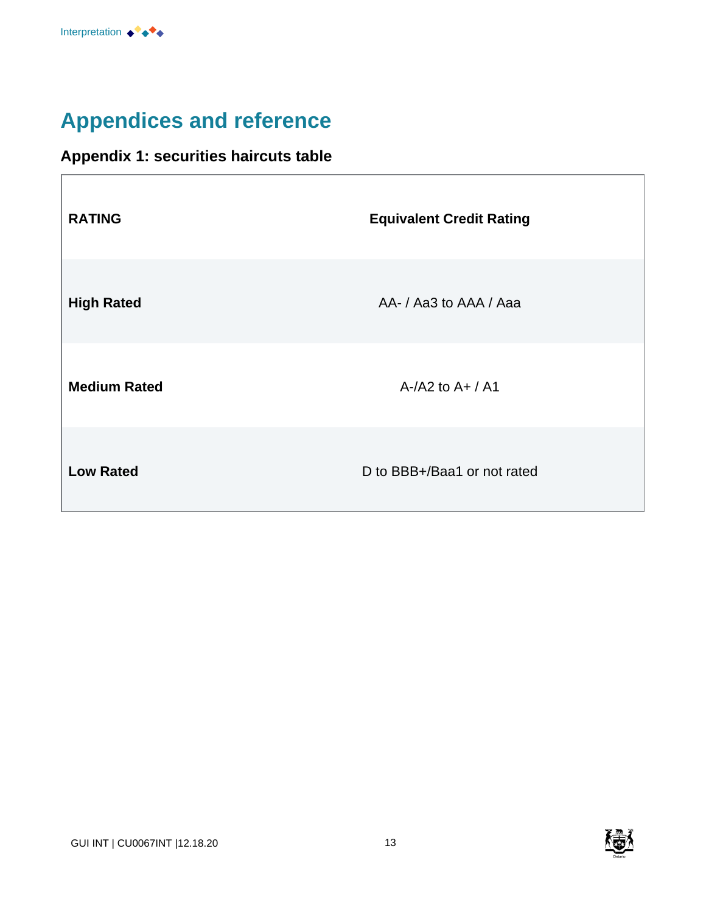# Appendices and reference

## Appendix 1: securities haircuts table

| RATING | Equivalent Credit Rating |
|---|---|
| **High Rated** | AA- / Aa3 to AAA / Aaa |
| **Medium Rated** | A-/A2 to A+ / A1 |
| **Low Rated** | D to BBB+/Baa1 or not rated |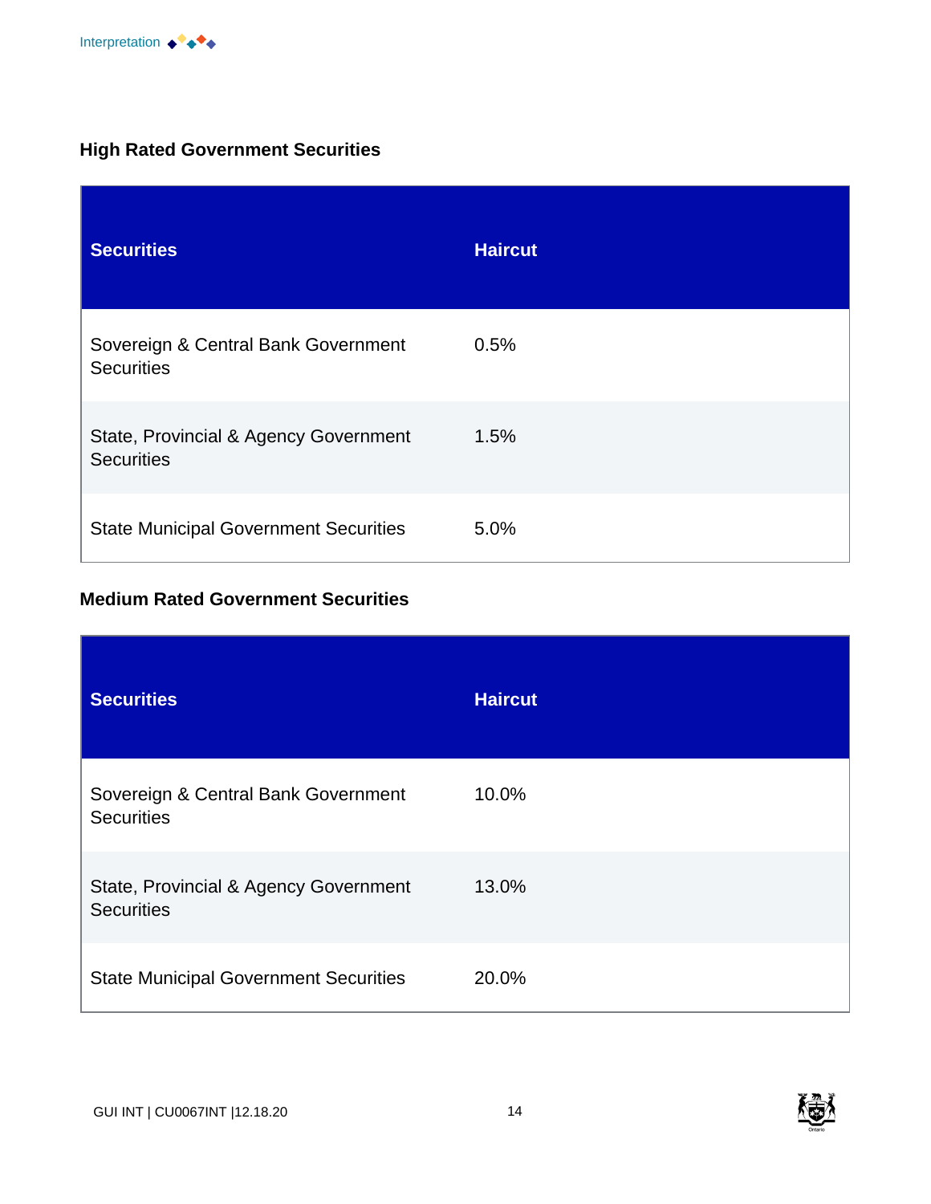### High Rated Government Securities

| Securities | Haircut |
| --- | --- |
| Sovereign & Central Bank Government Securities | 0.5% |
| State, Provincial & Agency Government Securities | 1.5% |
| State Municipal Government Securities | 5.0% |

### Medium Rated Government Securities

| Securities | Haircut |
| --- | --- |
| Sovereign & Central Bank Government Securities | 10.0% |
| State, Provincial & Agency Government Securities | 13.0% |
| State Municipal Government Securities | 20.0% |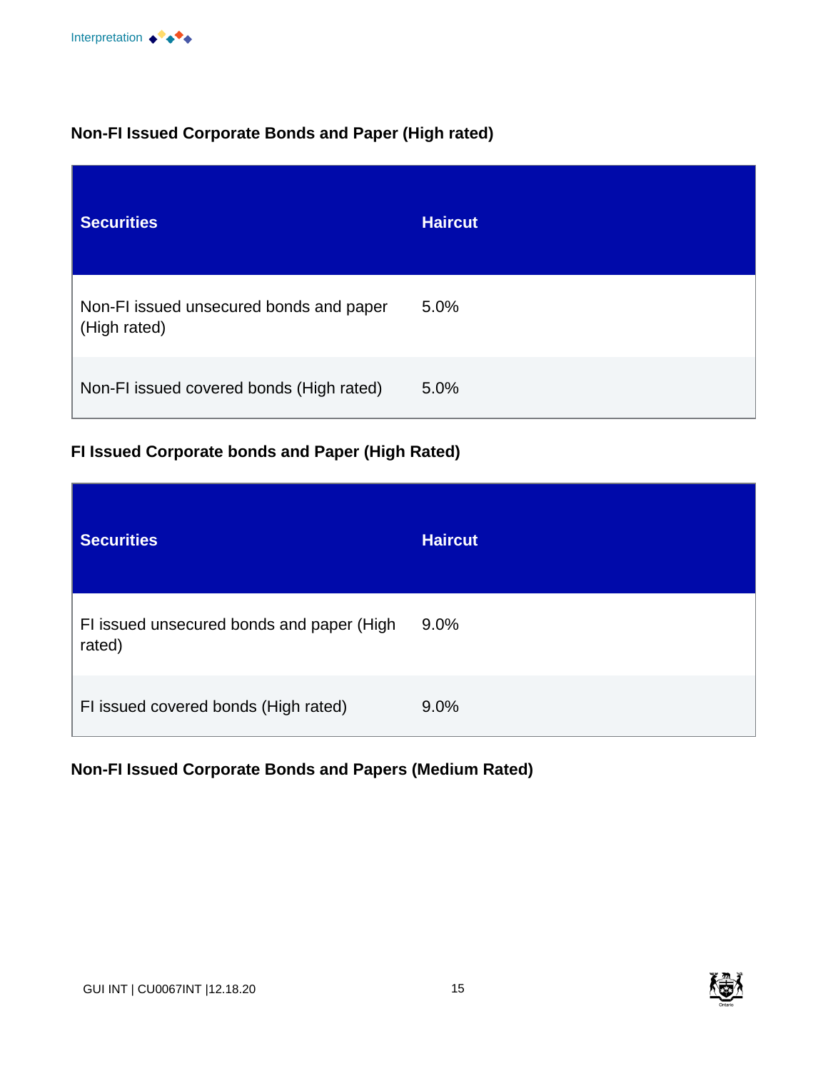### Non-FI Issued Corporate Bonds and Paper (High rated)

| Securities | Haircut |
| --- | --- |
| Non-FI issued unsecured bonds and paper (High rated) | 5.0% |
| Non-FI issued covered bonds (High rated) | 5.0% |

### FI Issued Corporate bonds and Paper (High Rated)

| Securities | Haircut |
| --- | --- |
| FI issued unsecured bonds and paper (High rated) | 9.0% |
| FI issued covered bonds (High rated) | 9.0% |

### Non-FI Issued Corporate Bonds and Papers (Medium Rated)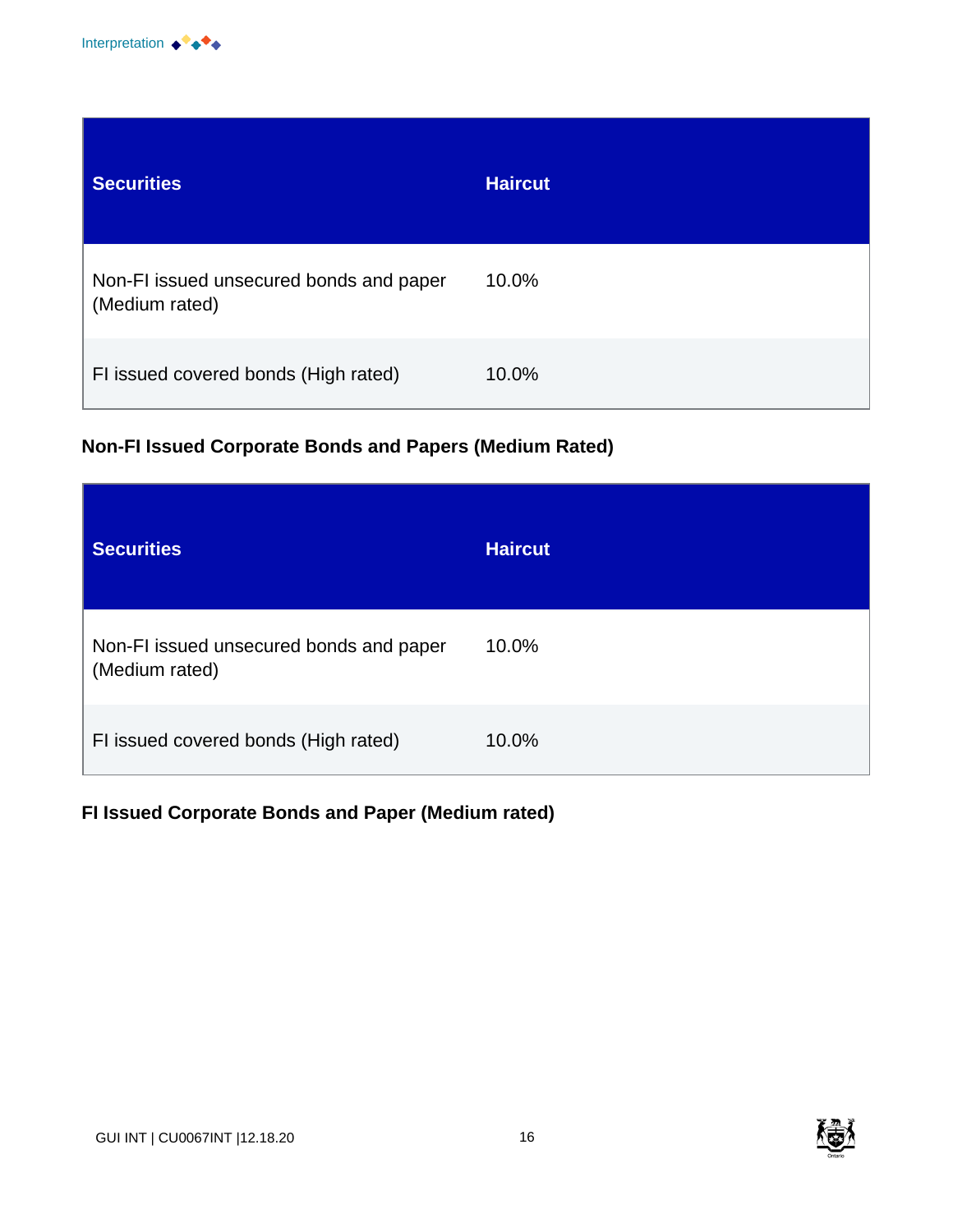| Securities | Haircut |
|---|---|
| Non-FI issued unsecured bonds and paper (Medium rated) | 10.0% |
| FI issued covered bonds (High rated) | 10.0% |

**Non-FI Issued Corporate Bonds and Papers (Medium Rated)**

| Securities | Haircut |
|---|---|
| Non-FI issued unsecured bonds and paper (Medium rated) | 10.0% |
| FI issued covered bonds (High rated) | 10.0% |

**FI Issued Corporate Bonds and Paper (Medium rated)**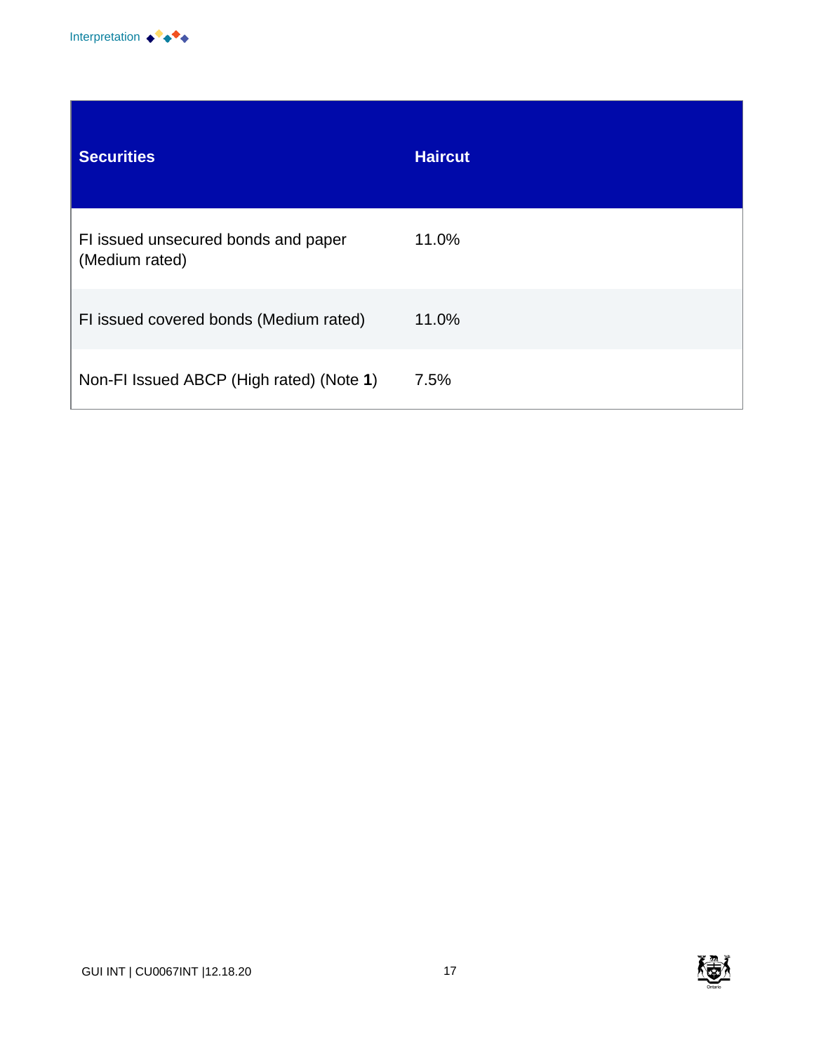| Securities | Haircut |
| --- | --- |
| FI issued unsecured bonds and paper (Medium rated) | 11.0% |
| FI issued covered bonds (Medium rated) | 11.0% |
| Non-FI Issued ABCP (High rated) (Note **1**) | 7.5% |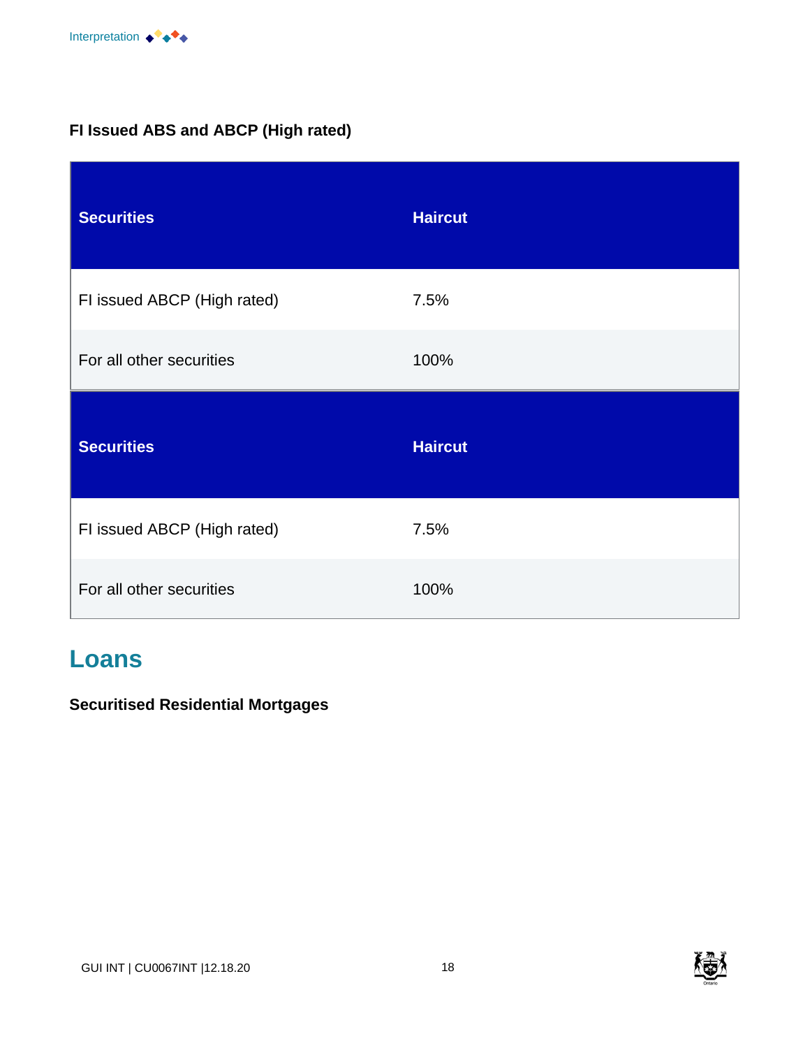**FI Issued ABS and ABCP (High rated)**

| Securities | Haircut |
|---|---|
| FI issued ABCP (High rated) | 7.5% |
| For all other securities | 100% |

| Securities | Haircut |
|---|---|
| FI issued ABCP (High rated) | 7.5% |
| For all other securities | 100% |

## Loans

**Securitised Residential Mortgages**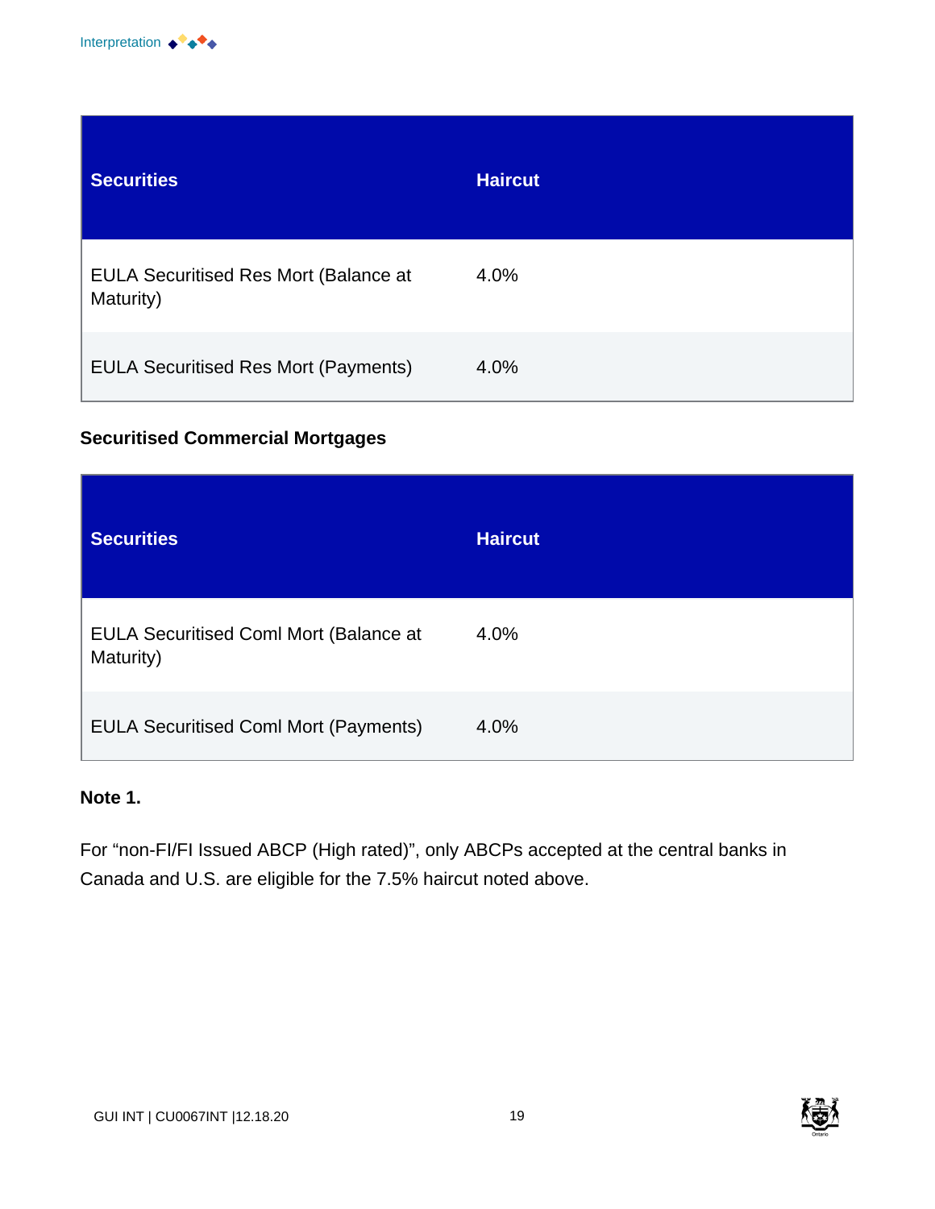| Securities | Haircut |
|---|---|
| EULA Securitised Res Mort (Balance at Maturity) | 4.0% |
| EULA Securitised Res Mort (Payments) | 4.0% |

**Securitised Commercial Mortgages**

| Securities | Haircut |
|---|---|
| EULA Securitised Coml Mort (Balance at Maturity) | 4.0% |
| EULA Securitised Coml Mort (Payments) | 4.0% |

**Note 1.**

For “non-FI/FI Issued ABCP (High rated)”, only ABCPs accepted at the central banks in Canada and U.S. are eligible for the 7.5% haircut noted above.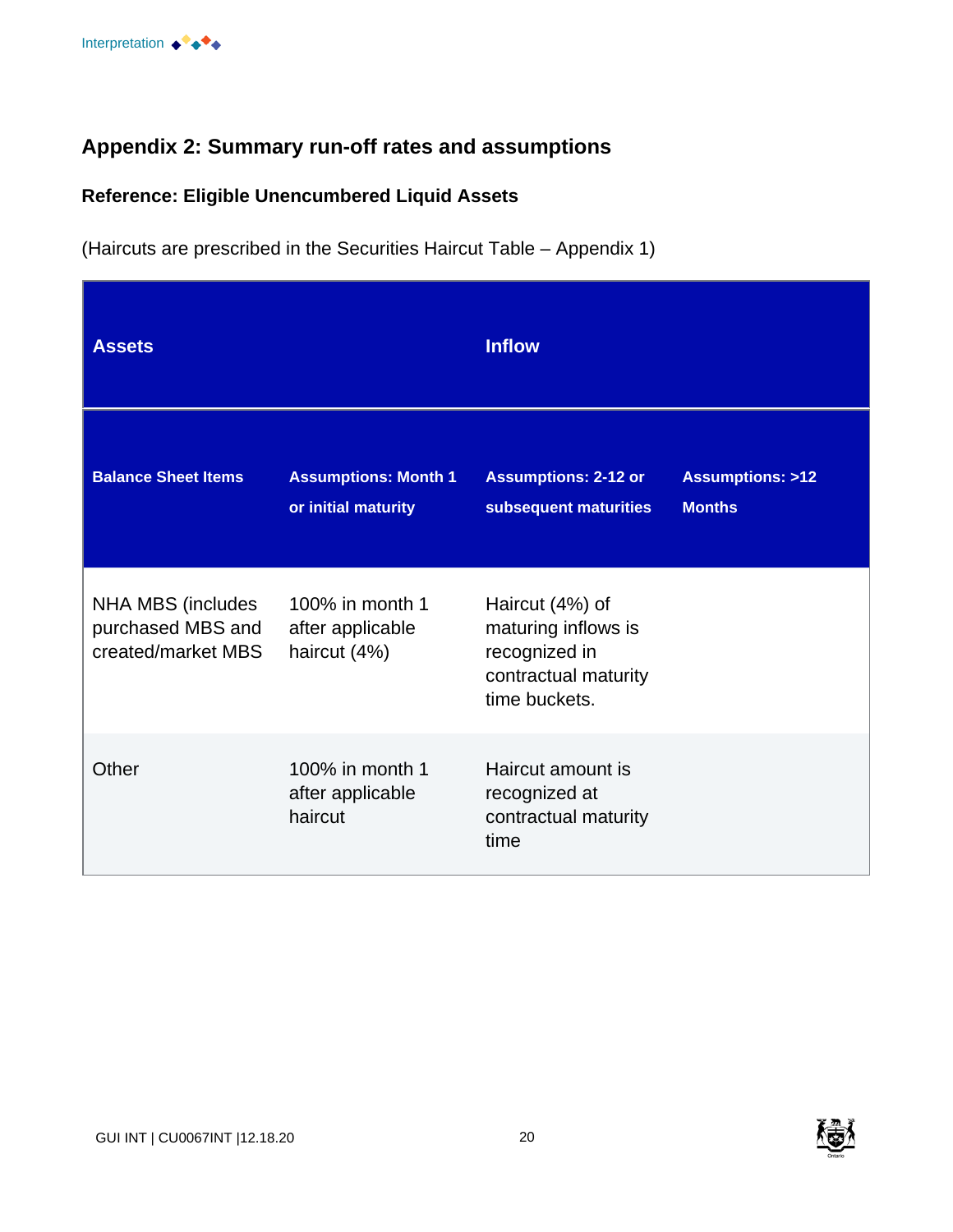## Appendix 2: Summary run-off rates and assumptions

### Reference: Eligible Unencumbered Liquid Assets

(Haircuts are prescribed in the Securities Haircut Table – Appendix 1)

| Assets | | Inflow | |
|---|---|---|---|
| **Balance Sheet Items** | **Assumptions: Month 1 or initial maturity** | **Assumptions: 2-12 or subsequent maturities** | **Assumptions: >12 Months** |
| NHA MBS (includes purchased MBS and created/market MBS | 100% in month 1 after applicable haircut (4%) | Haircut (4%) of maturing inflows is recognized in contractual maturity time buckets. | |
| Other | 100% in month 1 after applicable haircut | Haircut amount is recognized at contractual maturity time | |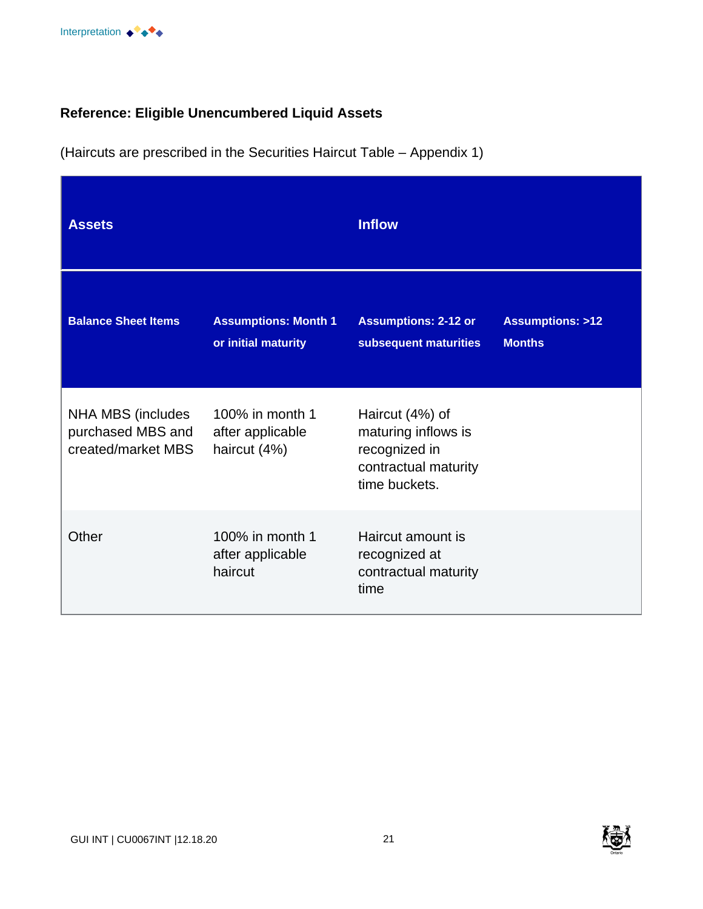**Reference: Eligible Unencumbered Liquid Assets**

(Haircuts are prescribed in the Securities Haircut Table – Appendix 1)

| Assets | | Inflow | |
|---|---|---|---|
| **Balance Sheet Items** | **Assumptions: Month 1 or initial maturity** | **Assumptions: 2-12 or subsequent maturities** | **Assumptions: >12 Months** |
| NHA MBS (includes purchased MBS and created/market MBS | 100% in month 1 after applicable haircut (4%) | Haircut (4%) of maturing inflows is recognized in contractual maturity time buckets. | |
| Other | 100% in month 1 after applicable haircut | Haircut amount is recognized at contractual maturity time | |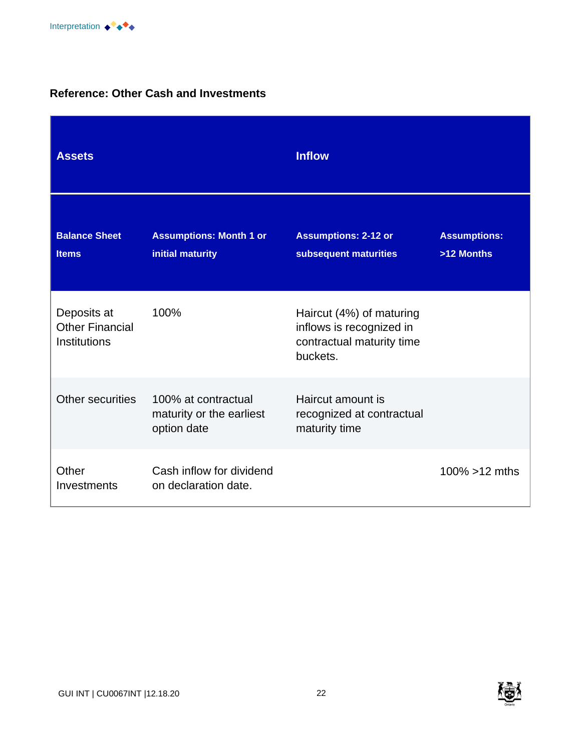**Reference: Other Cash and Investments**

| Assets | | Inflow | |
|---|---|---|---|
| **Balance Sheet Items** | **Assumptions: Month 1 or initial maturity** | **Assumptions: 2-12 or subsequent maturities** | **Assumptions: >12 Months** |
| Deposits at Other Financial Institutions | 100% | Haircut (4%) of maturing inflows is recognized in contractual maturity time buckets. | |
| Other securities | 100% at contractual maturity or the earliest option date | Haircut amount is recognized at contractual maturity time | |
| Other Investments | Cash inflow for dividend on declaration date. | | 100% >12 mths |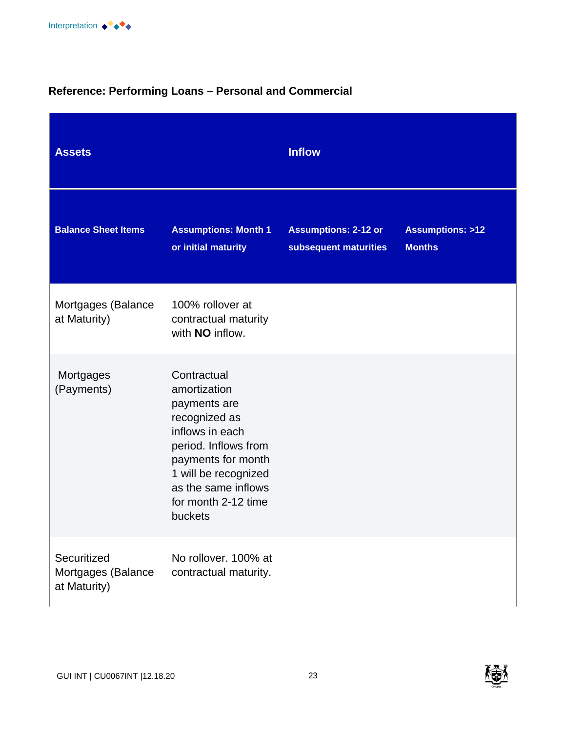**Reference: Performing Loans – Personal and Commercial**

| Assets | Inflow | | |
|---|---|---|---|
| **Balance Sheet Items** | **Assumptions: Month 1 or initial maturity** | **Assumptions: 2-12 or subsequent maturities** | **Assumptions: >12 Months** |
| Mortgages (Balance at Maturity) | 100% rollover at contractual maturity with **NO** inflow. | | |
| Mortgages (Payments) | Contractual amortization payments are recognized as inflows in each period. Inflows from payments for month 1 will be recognized as the same inflows for month 2-12 time buckets | | |
| Securitized Mortgages (Balance at Maturity) | No rollover. 100% at contractual maturity. | | |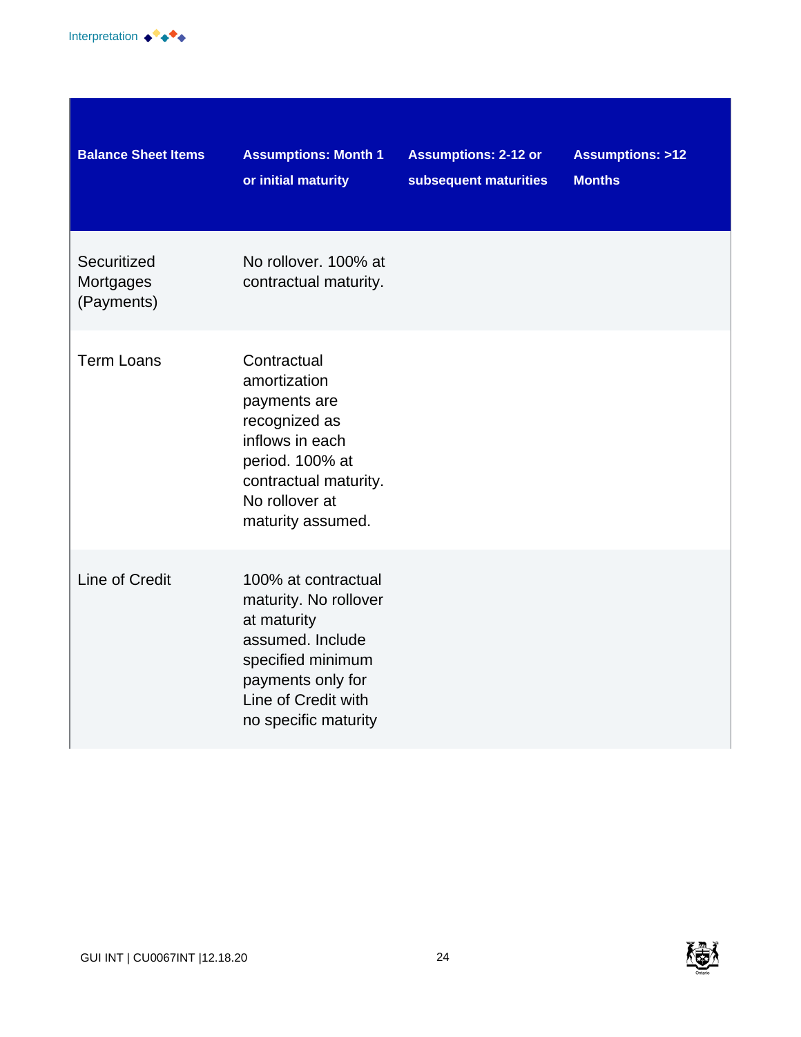| Balance Sheet Items | Assumptions: Month 1 or initial maturity | Assumptions: 2-12 or subsequent maturities | Assumptions: >12 Months |
|---|---|---|---|
| Securitized Mortgages (Payments) | No rollover. 100% at contractual maturity. | | |
| Term Loans | Contractual amortization payments are recognized as inflows in each period. 100% at contractual maturity. No rollover at maturity assumed. | | |
| Line of Credit | 100% at contractual maturity. No rollover at maturity assumed. Include specified minimum payments only for Line of Credit with no specific maturity | | |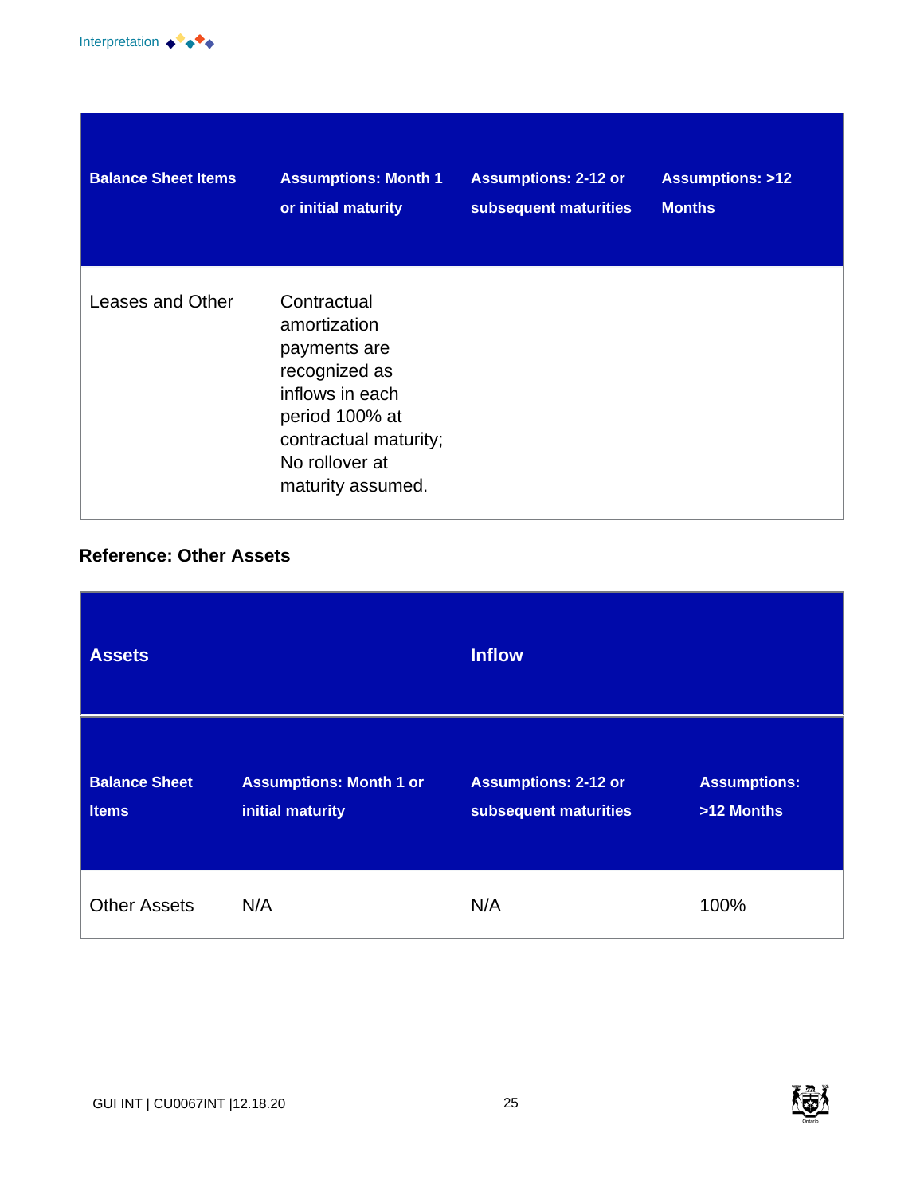| Balance Sheet Items | Assumptions: Month 1 or initial maturity | Assumptions: 2-12 or subsequent maturities | Assumptions: >12 Months |
|---|---|---|---|
| Leases and Other | Contractual amortization payments are recognized as inflows in each period 100% at contractual maturity; No rollover at maturity assumed. | | |

**Reference: Other Assets**

| Assets | | Inflow | |
|---|---|---|---|
| **Balance Sheet Items** | **Assumptions: Month 1 or initial maturity** | **Assumptions: 2-12 or subsequent maturities** | **Assumptions: >12 Months** |
| Other Assets | N/A | N/A | 100% |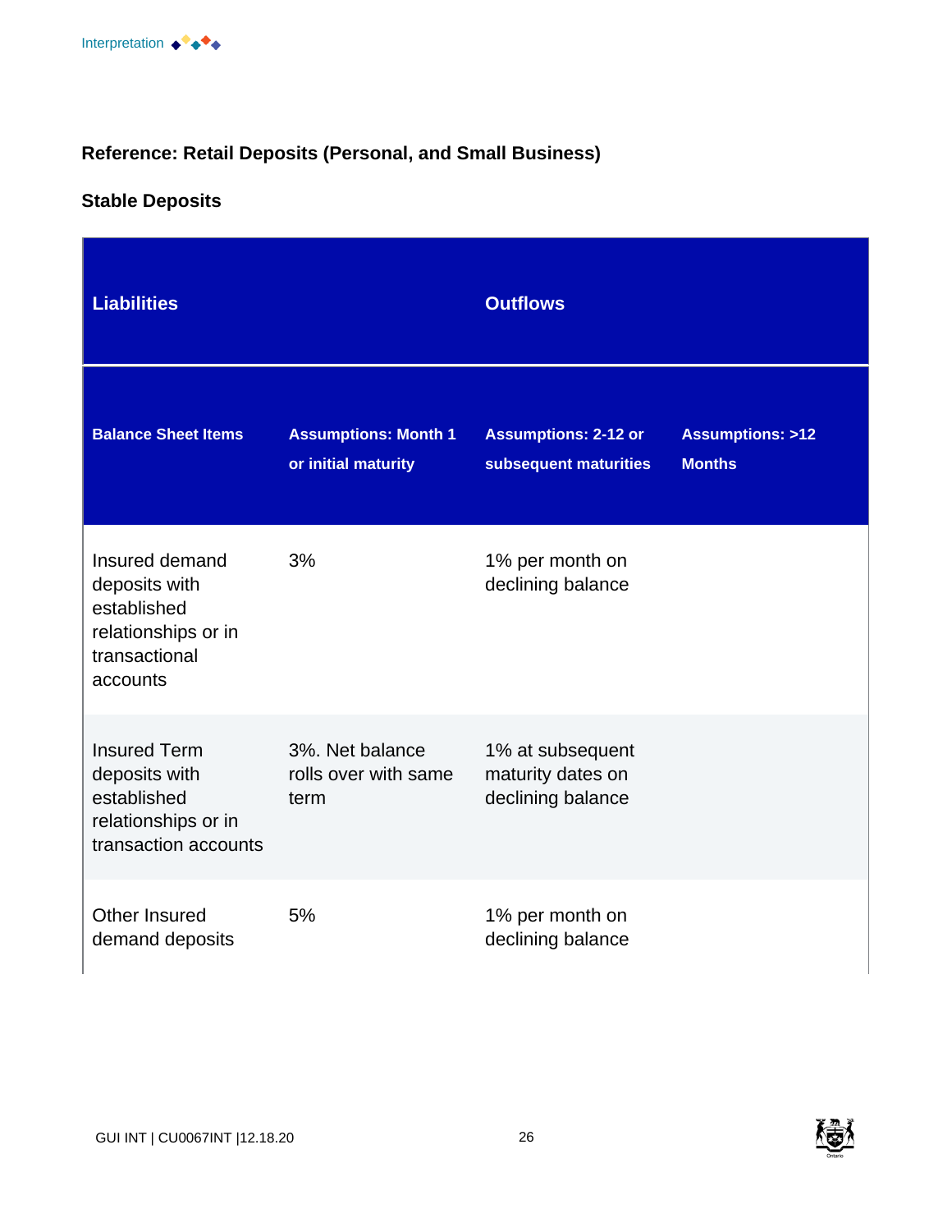**Reference: Retail Deposits (Personal, and Small Business)**

**Stable Deposits**

| Liabilities | | Outflows | |
|---|---|---|---|
| **Balance Sheet Items** | **Assumptions: Month 1 or initial maturity** | **Assumptions: 2-12 or subsequent maturities** | **Assumptions: >12 Months** |
| Insured demand deposits with established relationships or in transactional accounts | 3% | 1% per month on declining balance | |
| Insured Term deposits with established relationships or in transaction accounts | 3%. Net balance rolls over with same term | 1% at subsequent maturity dates on declining balance | |
| Other Insured demand deposits | 5% | 1% per month on declining balance | |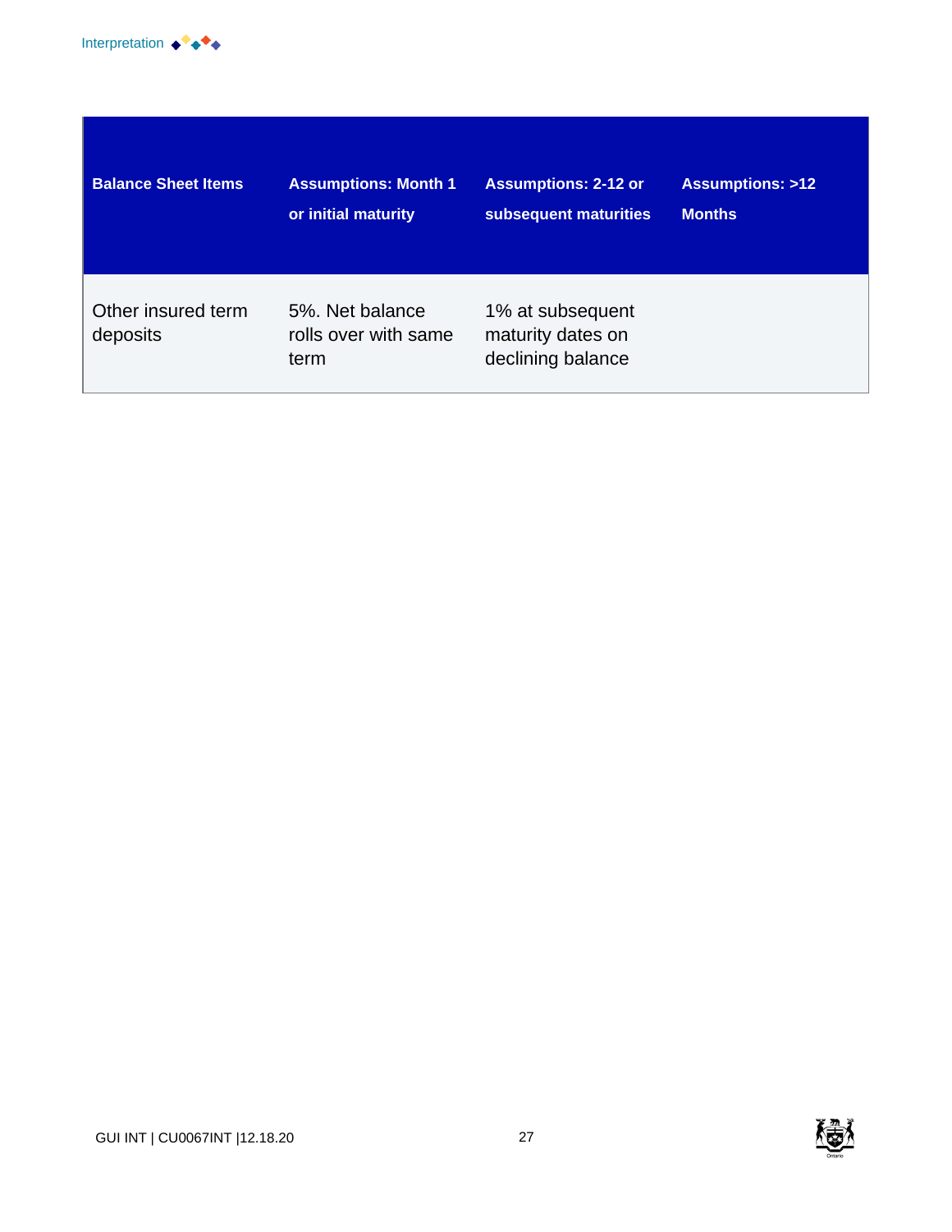| Balance Sheet Items | Assumptions: Month 1 or initial maturity | Assumptions: 2-12 or subsequent maturities | Assumptions: >12 Months |
|---|---|---|---|
| Other insured term deposits | 5%. Net balance rolls over with same term | 1% at subsequent maturity dates on declining balance | |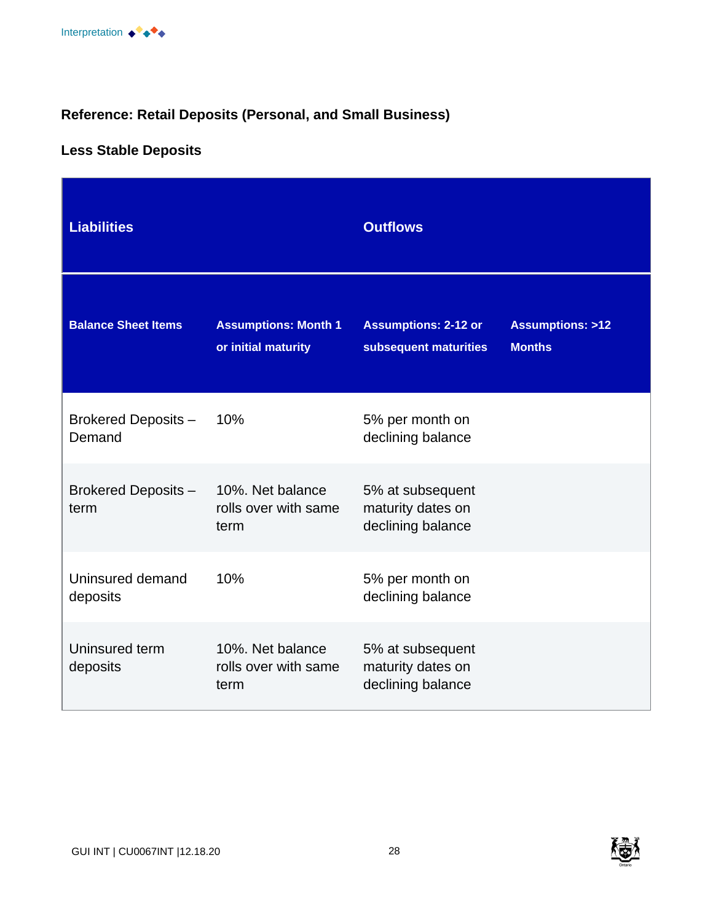**Reference: Retail Deposits (Personal, and Small Business)**

**Less Stable Deposits**

| Liabilities | | Outflows | |
|---|---|---|---|
| **Balance Sheet Items** | **Assumptions: Month 1 or initial maturity** | **Assumptions: 2-12 or subsequent maturities** | **Assumptions: >12 Months** |
| Brokered Deposits – Demand | 10% | 5% per month on declining balance | |
| Brokered Deposits – term | 10%. Net balance rolls over with same term | 5% at subsequent maturity dates on declining balance | |
| Uninsured demand deposits | 10% | 5% per month on declining balance | |
| Uninsured term deposits | 10%. Net balance rolls over with same term | 5% at subsequent maturity dates on declining balance | |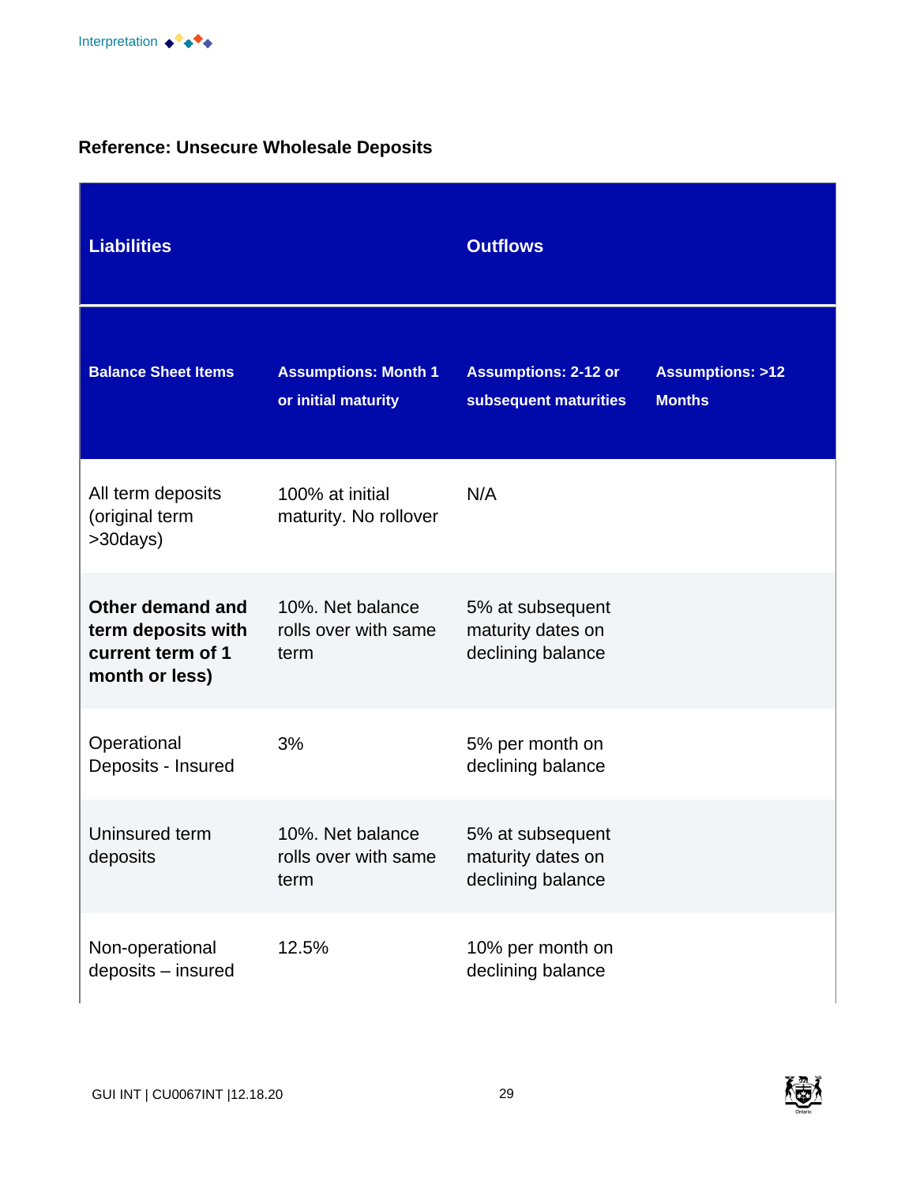**Reference: Unsecure Wholesale Deposits**

| Liabilities | | Outflows | |
|---|---|---|---|
| **Balance Sheet Items** | **Assumptions: Month 1 or initial maturity** | **Assumptions: 2-12 or subsequent maturities** | **Assumptions: >12 Months** |
| All term deposits (original term >30days) | 100% at initial maturity. No rollover | N/A | |
| **Other demand and term deposits with current term of 1 month or less)** | 10%. Net balance rolls over with same term | 5% at subsequent maturity dates on declining balance | |
| Operational Deposits - Insured | 3% | 5% per month on declining balance | |
| Uninsured term deposits | 10%. Net balance rolls over with same term | 5% at subsequent maturity dates on declining balance | |
| Non-operational deposits – insured | 12.5% | 10% per month on declining balance | |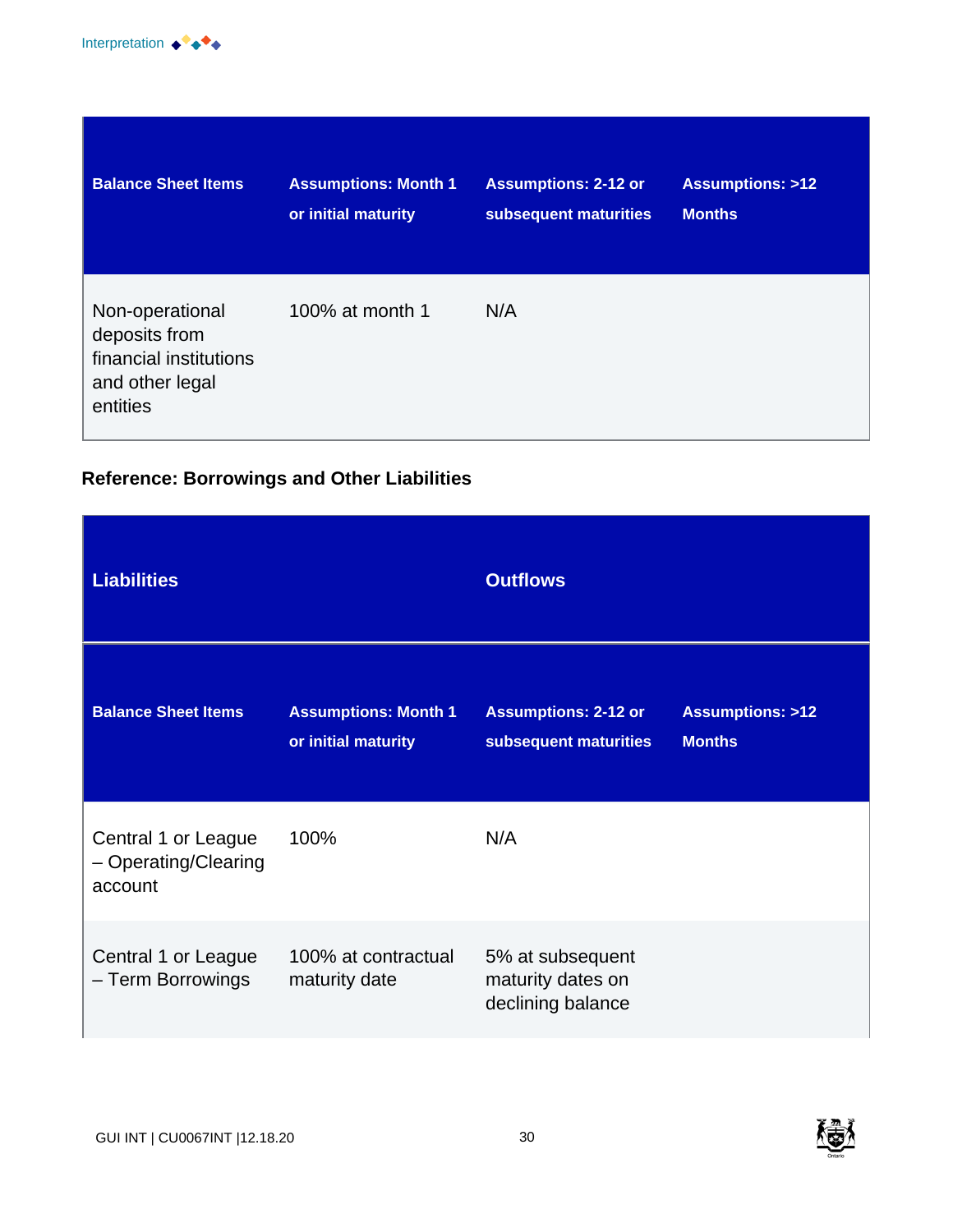| Balance Sheet Items | Assumptions: Month 1 or initial maturity | Assumptions: 2-12 or subsequent maturities | Assumptions: >12 Months |
|---|---|---|---|
| Non-operational deposits from financial institutions and other legal entities | 100% at month 1 | N/A | |

**Reference: Borrowings and Other Liabilities**

| Liabilities | | Outflows | |
|---|---|---|---|
| **Balance Sheet Items** | **Assumptions: Month 1 or initial maturity** | **Assumptions: 2-12 or subsequent maturities** | **Assumptions: >12 Months** |
| Central 1 or League – Operating/Clearing account | 100% | N/A | |
| Central 1 or League – Term Borrowings | 100% at contractual maturity date | 5% at subsequent maturity dates on declining balance | |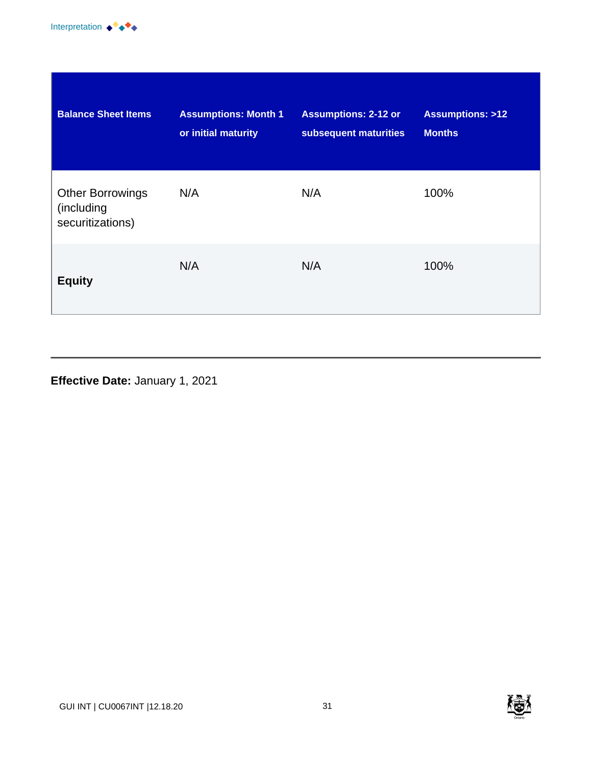| Balance Sheet Items | Assumptions: Month 1 or initial maturity | Assumptions: 2-12 or subsequent maturities | Assumptions: >12 Months |
| --- | --- | --- | --- |
| Other Borrowings (including securitizations) | N/A | N/A | 100% |
| **Equity** | N/A | N/A | 100% |

---

**Effective Date:** January 1, 2021